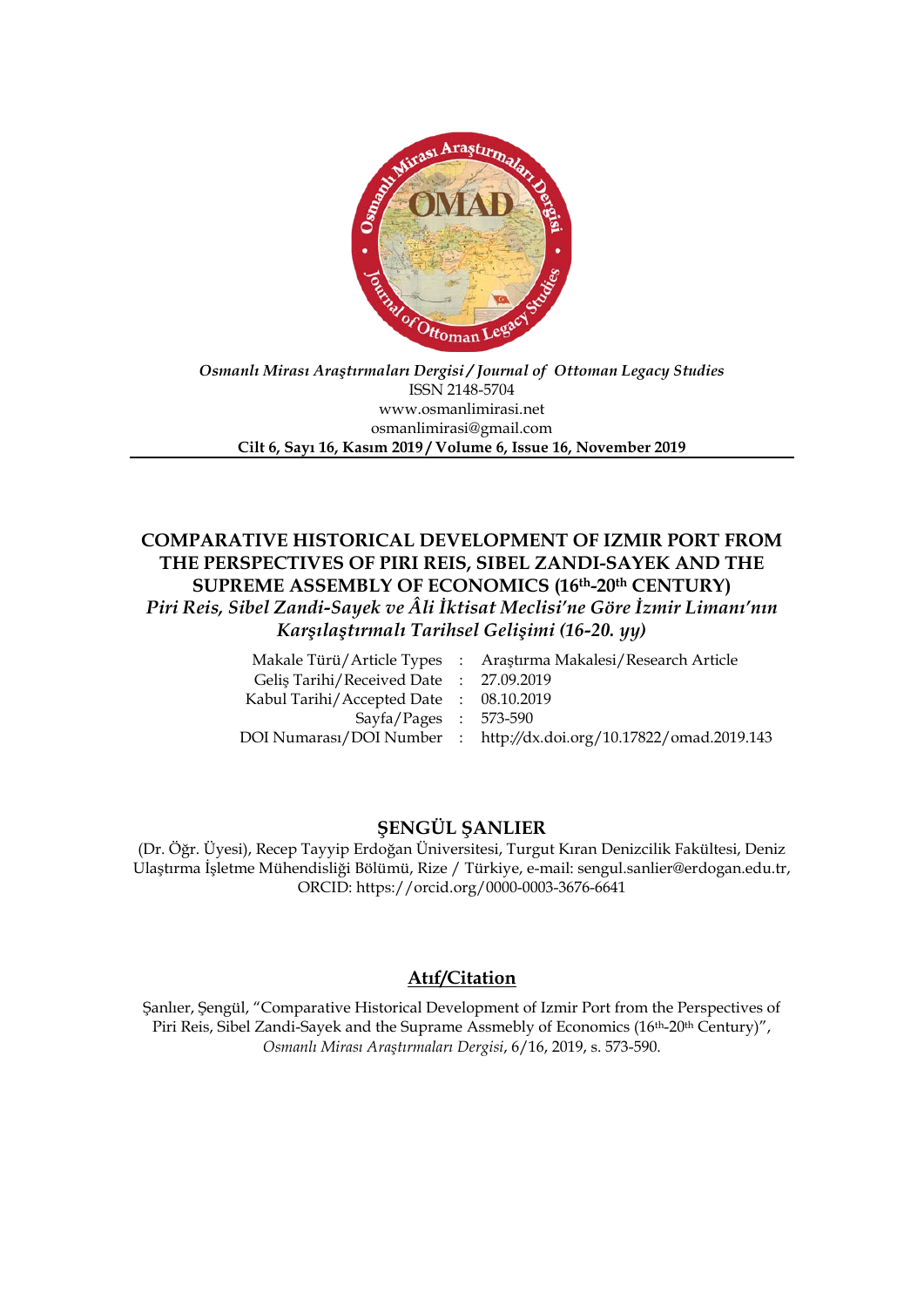*Osmanlı Mirası Araştırmaları Dergisi / Journal of Ottoman Legacy Studies*
ISSN 2148-5704
www.osmanlimirasi.net
osmanlimirasi@gmail.com
**Cilt 6, Sayı 16, Kasım 2019 / Volume 6, Issue 16, November 2019**

---

# COMPARATIVE HISTORICAL DEVELOPMENT OF IZMIR PORT FROM THE PERSPECTIVES OF PIRI REIS, SIBEL ZANDI-SAYEK AND THE SUPREME ASSEMBLY OF ECONOMICS (16th-20th CENTURY)

***Piri Reis, Sibel Zandi-Sayek ve Âli İktisat Meclisi'ne Göre İzmir Limanı'nın Karşılaştırmalı Tarihsel Gelişimi (16-20. yy)***

| | | |
|---|---|---|
| Makale Türü/Article Types | : | Araştırma Makalesi/Research Article |
| Geliş Tarihi/Received Date | : | 27.09.2019 |
| Kabul Tarihi/Accepted Date | : | 08.10.2019 |
| Sayfa/Pages | : | 573-590 |
| DOI Numarası/DOI Number | : | http://dx.doi.org/10.17822/omad.2019.143 |

## ŞENGÜL ŞANLIER

(Dr. Öğr. Üyesi), Recep Tayyip Erdoğan Üniversitesi, Turgut Kıran Denizcilik Fakültesi, Deniz Ulaştırma İşletme Mühendisliği Bölümü, Rize / Türkiye, e-mail: sengul.sanlier@erdogan.edu.tr, ORCID: https://orcid.org/0000-0003-3676-6641

## Atıf/Citation

Şanlıer, Şengül, "Comparative Historical Development of Izmir Port from the Perspectives of Piri Reis, Sibel Zandi-Sayek and the Suprame Assmebly of Economics (16th-20th Century)", *Osmanlı Mirası Araştırmaları Dergisi*, 6/16, 2019, s. 573-590.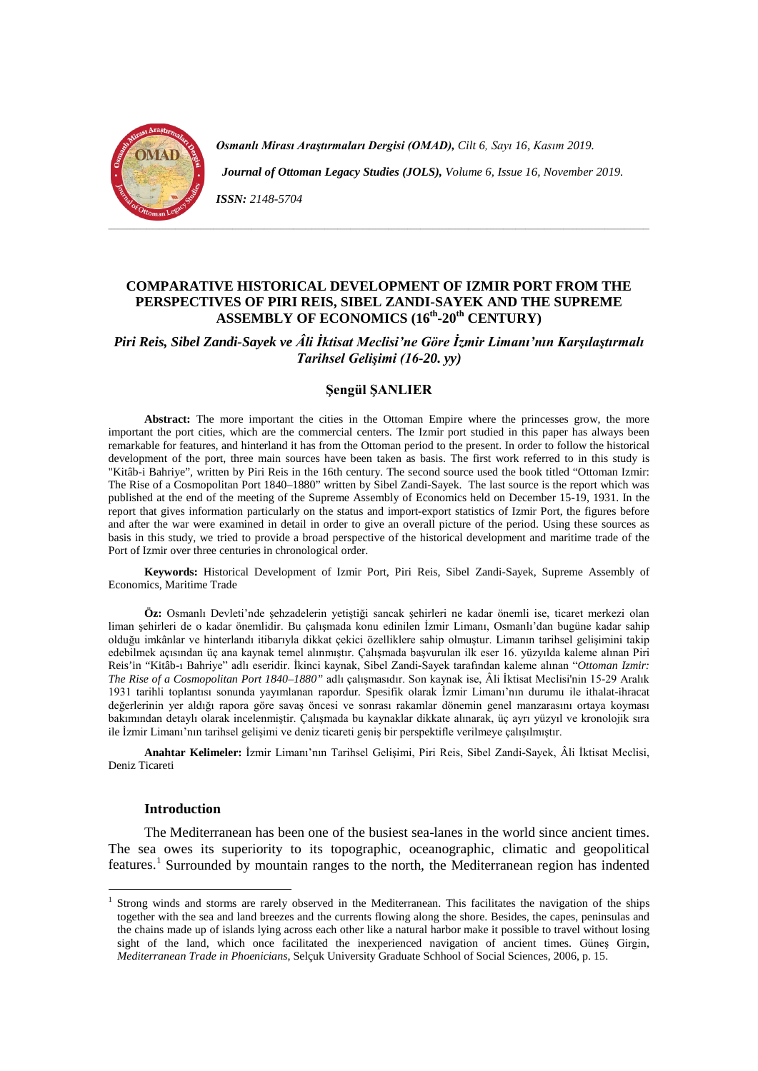# COMPARATIVE HISTORICAL DEVELOPMENT OF IZMIR PORT FROM THE PERSPECTIVES OF PIRI REIS, SIBEL ZANDI-SAYEK AND THE SUPREME ASSEMBLY OF ECONOMICS (16th-20th CENTURY)

## *Piri Reis, Sibel Zandi-Sayek ve Âli İktisat Meclisi'ne Göre İzmir Limanı'nın Karşılaştırmalı Tarihsel Gelişimi (16-20. yy)*

### Şengül ŞANLIER

**Abstract:** The more important the cities in the Ottoman Empire where the princesses grow, the more important the port cities, which are the commercial centers. The Izmir port studied in this paper has always been remarkable for features, and hinterland it has from the Ottoman period to the present. In order to follow the historical development of the port, three main sources have been taken as basis. The first work referred to in this study is "Kitâb-i Bahriye", written by Piri Reis in the 16th century. The second source used the book titled "Ottoman Izmir: The Rise of a Cosmopolitan Port 1840–1880" written by Sibel Zandi-Sayek. The last source is the report which was published at the end of the meeting of the Supreme Assembly of Economics held on December 15-19, 1931. In the report that gives information particularly on the status and import-export statistics of Izmir Port, the figures before and after the war were examined in detail in order to give an overall picture of the period. Using these sources as basis in this study, we tried to provide a broad perspective of the historical development and maritime trade of the Port of Izmir over three centuries in chronological order.

**Keywords:** Historical Development of Izmir Port, Piri Reis, Sibel Zandi-Sayek, Supreme Assembly of Economics, Maritime Trade

**Öz:** Osmanlı Devleti'nde şehzadelerin yetiştiği sancak şehirleri ne kadar önemli ise, ticaret merkezi olan liman şehirleri de o kadar önemlidir. Bu çalışmada konu edinilen İzmir Limanı, Osmanlı'dan bugüne kadar sahip olduğu imkânlar ve hinterlandı itibarıyla dikkat çekici özelliklere sahip olmuştur. Limanın tarihsel gelişimini takip edebilmek açısından üç ana kaynak temel alınmıştır. Çalışmada başvurulan ilk eser 16. yüzyılda kaleme alınan Piri Reis'in "Kitâb-ı Bahriye" adlı eseridir. İkinci kaynak, Sibel Zandi-Sayek tarafından kaleme alınan "*Ottoman Izmir: The Rise of a Cosmopolitan Port 1840–1880"* adlı çalışmasıdır. Son kaynak ise, Âli İktisat Meclisi'nin 15-29 Aralık 1931 tarihli toplantısı sonunda yayımlanan rapordur. Spesifik olarak İzmir Limanı'nın durumu ile ithalat-ihracat değerlerinin yer aldığı rapora göre savaş öncesi ve sonrası rakamlar dönemin genel manzarasını ortaya koyması bakımından detaylı olarak incelenmiştir. Çalışmada bu kaynaklar dikkate alınarak, üç ayrı yüzyıl ve kronolojik sıra ile İzmir Limanı'nın tarihsel gelişimi ve deniz ticareti geniş bir perspektifle verilmeye çalışılmıştır.

**Anahtar Kelimeler:** İzmir Limanı'nın Tarihsel Gelişimi, Piri Reis, Sibel Zandi-Sayek, Âli İktisat Meclisi, Deniz Ticareti

### Introduction

The Mediterranean has been one of the busiest sea-lanes in the world since ancient times. The sea owes its superiority to its topographic, oceanographic, climatic and geopolitical features.[1] Surrounded by mountain ranges to the north, the Mediterranean region has indented

---

[1] Strong winds and storms are rarely observed in the Mediterranean. This facilitates the navigation of the ships together with the sea and land breezes and the currents flowing along the shore. Besides, the capes, peninsulas and the chains made up of islands lying across each other like a natural harbor make it possible to travel without losing sight of the land, which once facilitated the inexperienced navigation of ancient times. Güneş Girgin, *Mediterranean Trade in Phoenicians*, Selçuk University Graduate Schhool of Social Sciences, 2006, p. 15.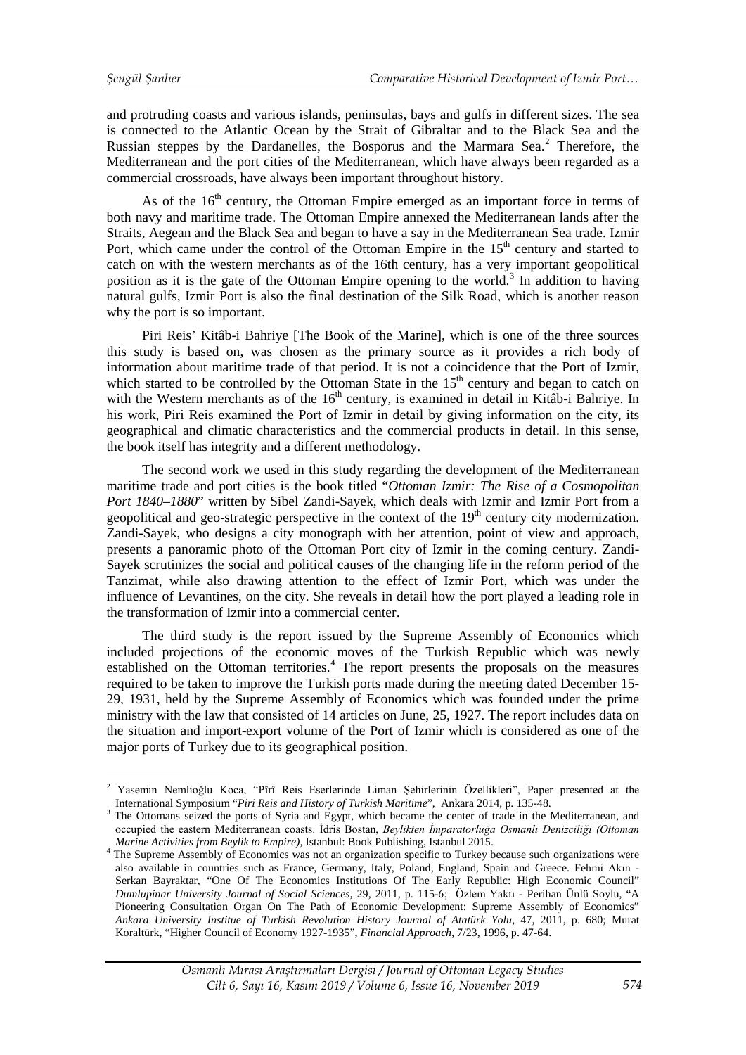and protruding coasts and various islands, peninsulas, bays and gulfs in different sizes. The sea is connected to the Atlantic Ocean by the Strait of Gibraltar and to the Black Sea and the Russian steppes by the Dardanelles, the Bosporus and the Marmara Sea.[2] Therefore, the Mediterranean and the port cities of the Mediterranean, which have always been regarded as a commercial crossroads, have always been important throughout history.

As of the 16th century, the Ottoman Empire emerged as an important force in terms of both navy and maritime trade. The Ottoman Empire annexed the Mediterranean lands after the Straits, Aegean and the Black Sea and began to have a say in the Mediterranean Sea trade. Izmir Port, which came under the control of the Ottoman Empire in the 15th century and started to catch on with the western merchants as of the 16th century, has a very important geopolitical position as it is the gate of the Ottoman Empire opening to the world.[3] In addition to having natural gulfs, Izmir Port is also the final destination of the Silk Road, which is another reason why the port is so important.

Piri Reis' Kitâb-i Bahriye [The Book of the Marine], which is one of the three sources this study is based on, was chosen as the primary source as it provides a rich body of information about maritime trade of that period. It is not a coincidence that the Port of Izmir, which started to be controlled by the Ottoman State in the 15th century and began to catch on with the Western merchants as of the 16th century, is examined in detail in Kitâb-i Bahriye. In his work, Piri Reis examined the Port of Izmir in detail by giving information on the city, its geographical and climatic characteristics and the commercial products in detail. In this sense, the book itself has integrity and a different methodology.

The second work we used in this study regarding the development of the Mediterranean maritime trade and port cities is the book titled "*Ottoman Izmir: The Rise of a Cosmopolitan Port 1840–1880*" written by Sibel Zandi-Sayek, which deals with Izmir and Izmir Port from a geopolitical and geo-strategic perspective in the context of the 19th century city modernization. Zandi-Sayek, who designs a city monograph with her attention, point of view and approach, presents a panoramic photo of the Ottoman Port city of Izmir in the coming century. Zandi-Sayek scrutinizes the social and political causes of the changing life in the reform period of the Tanzimat, while also drawing attention to the effect of Izmir Port, which was under the influence of Levantines, on the city. She reveals in detail how the port played a leading role in the transformation of Izmir into a commercial center.

The third study is the report issued by the Supreme Assembly of Economics which included projections of the economic moves of the Turkish Republic which was newly established on the Ottoman territories.[4] The report presents the proposals on the measures required to be taken to improve the Turkish ports made during the meeting dated December 15-29, 1931, held by the Supreme Assembly of Economics which was founded under the prime ministry with the law that consisted of 14 articles on June, 25, 1927. The report includes data on the situation and import-export volume of the Port of Izmir which is considered as one of the major ports of Turkey due to its geographical position.

---

[2] Yasemin Nemlioğlu Koca, "Pîrî Reis Eserlerinde Liman Şehirlerinin Özellikleri", Paper presented at the International Symposium "*Piri Reis and History of Turkish Maritime*", Ankara 2014, p. 135-48.

[3] The Ottomans seized the ports of Syria and Egypt, which became the center of trade in the Mediterranean, and occupied the eastern Mediterranean coasts. İdris Bostan, *Beylikten İmparatorluğa Osmanlı Denizciliği (Ottoman Marine Activities from Beylik to Empire)*, Istanbul: Book Publishing, Istanbul 2015.

[4] The Supreme Assembly of Economics was not an organization specific to Turkey because such organizations were also available in countries such as France, Germany, Italy, Poland, England, Spain and Greece. Fehmi Akın - Serkan Bayraktar, "One Of The Economics Institutions Of The Early Republic: High Economic Council" *Dumlupinar University Journal of Social Sciences*, 29, 2011, p. 115-6; Özlem Yaktı - Perihan Ünlü Soylu, "A Pioneering Consultation Organ On The Path of Economic Development: Supreme Assembly of Economics" *Ankara University Institue of Turkish Revolution History Journal of Atatürk Yolu*, 47, 2011, p. 680; Murat Koraltürk, "Higher Council of Economy 1927-1935", *Financial Approach*, 7/23, 1996, p. 47-64.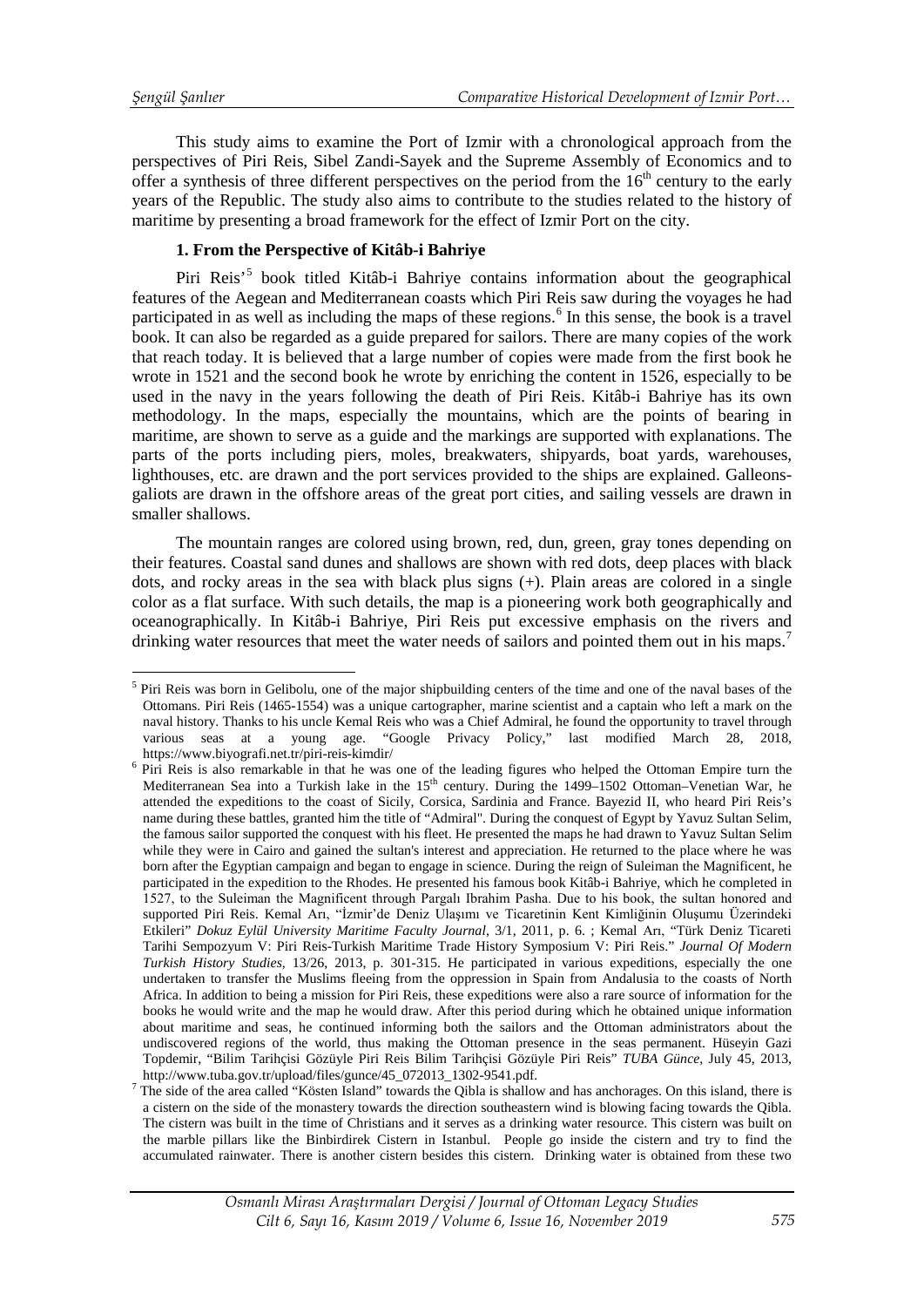This study aims to examine the Port of Izmir with a chronological approach from the perspectives of Piri Reis, Sibel Zandi-Sayek and the Supreme Assembly of Economics and to offer a synthesis of three different perspectives on the period from the 16th century to the early years of the Republic. The study also aims to contribute to the studies related to the history of maritime by presenting a broad framework for the effect of Izmir Port on the city.

## 1. From the Perspective of Kitâb-i Bahriye

Piri Reis'[5] book titled Kitâb-i Bahriye contains information about the geographical features of the Aegean and Mediterranean coasts which Piri Reis saw during the voyages he had participated in as well as including the maps of these regions.[6] In this sense, the book is a travel book. It can also be regarded as a guide prepared for sailors. There are many copies of the work that reach today. It is believed that a large number of copies were made from the first book he wrote in 1521 and the second book he wrote by enriching the content in 1526, especially to be used in the navy in the years following the death of Piri Reis. Kitâb-i Bahriye has its own methodology. In the maps, especially the mountains, which are the points of bearing in maritime, are shown to serve as a guide and the markings are supported with explanations. The parts of the ports including piers, moles, breakwaters, shipyards, boat yards, warehouses, lighthouses, etc. are drawn and the port services provided to the ships are explained. Galleons-galiots are drawn in the offshore areas of the great port cities, and sailing vessels are drawn in smaller shallows.

The mountain ranges are colored using brown, red, dun, green, gray tones depending on their features. Coastal sand dunes and shallows are shown with red dots, deep places with black dots, and rocky areas in the sea with black plus signs (+). Plain areas are colored in a single color as a flat surface. With such details, the map is a pioneering work both geographically and oceanographically. In Kitâb-i Bahriye, Piri Reis put excessive emphasis on the rivers and drinking water resources that meet the water needs of sailors and pointed them out in his maps.[7]

---

[5] Piri Reis was born in Gelibolu, one of the major shipbuilding centers of the time and one of the naval bases of the Ottomans. Piri Reis (1465-1554) was a unique cartographer, marine scientist and a captain who left a mark on the naval history. Thanks to his uncle Kemal Reis who was a Chief Admiral, he found the opportunity to travel through various seas at a young age. "Google Privacy Policy," last modified March 28, 2018, https://www.biyografi.net.tr/piri-reis-kimdir/

[6] Piri Reis is also remarkable in that he was one of the leading figures who helped the Ottoman Empire turn the Mediterranean Sea into a Turkish lake in the 15th century. During the 1499–1502 Ottoman–Venetian War, he attended the expeditions to the coast of Sicily, Corsica, Sardinia and France. Bayezid II, who heard Piri Reis's name during these battles, granted him the title of "Admiral". During the conquest of Egypt by Yavuz Sultan Selim, the famous sailor supported the conquest with his fleet. He presented the maps he had drawn to Yavuz Sultan Selim while they were in Cairo and gained the sultan's interest and appreciation. He returned to the place where he was born after the Egyptian campaign and began to engage in science. During the reign of Suleiman the Magnificent, he participated in the expedition to the Rhodes. He presented his famous book Kitâb-i Bahriye, which he completed in 1527, to the Suleiman the Magnificent through Pargalı Ibrahim Pasha. Due to his book, the sultan honored and supported Piri Reis. Kemal Arı, "İzmir'de Deniz Ulaşımı ve Ticaretinin Kent Kimliğinin Oluşumu Üzerindeki Etkileri" *Dokuz Eylül University Maritime Faculty Journal*, 3/1, 2011, p. 6. ; Kemal Arı, "Türk Deniz Ticareti Tarihi Sempozyum V: Piri Reis-Turkish Maritime Trade History Symposium V: Piri Reis." *Journal Of Modern Turkish History Studies*, 13/26, 2013, p. 301-315. He participated in various expeditions, especially the one undertaken to transfer the Muslims fleeing from the oppression in Spain from Andalusia to the coasts of North Africa. In addition to being a mission for Piri Reis, these expeditions were also a rare source of information for the books he would write and the map he would draw. After this period during which he obtained unique information about maritime and seas, he continued informing both the sailors and the Ottoman administrators about the undiscovered regions of the world, thus making the Ottoman presence in the seas permanent. Hüseyin Gazi Topdemir, "Bilim Tarihçisi Gözüyle Piri Reis Bilim Tarihçisi Gözüyle Piri Reis" *TUBA Günce*, July 45, 2013, http://www.tuba.gov.tr/upload/files/gunce/45_072013_1302-9541.pdf.

[7] The side of the area called "Kösten Island" towards the Qibla is shallow and has anchorages. On this island, there is a cistern on the side of the monastery towards the direction southeastern wind is blowing facing towards the Qibla. The cistern was built in the time of Christians and it serves as a drinking water resource. This cistern was built on the marble pillars like the Binbirdirek Cistern in Istanbul. People go inside the cistern and try to find the accumulated rainwater. There is another cistern besides this cistern. Drinking water is obtained from these two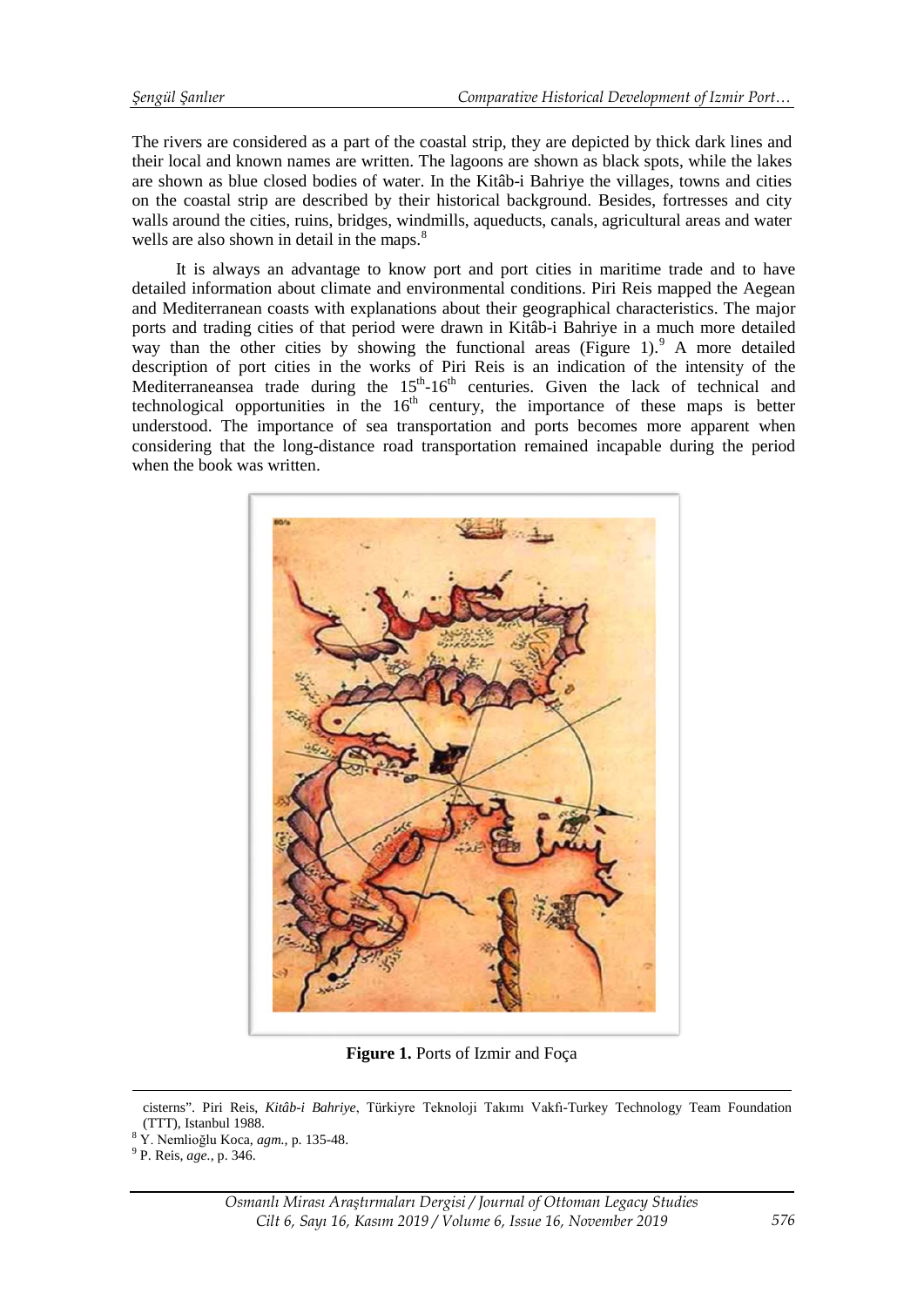The rivers are considered as a part of the coastal strip, they are depicted by thick dark lines and their local and known names are written. The lagoons are shown as black spots, while the lakes are shown as blue closed bodies of water. In the Kitâb-i Bahriye the villages, towns and cities on the coastal strip are described by their historical background. Besides, fortresses and city walls around the cities, ruins, bridges, windmills, aqueducts, canals, agricultural areas and water wells are also shown in detail in the maps.[8]

It is always an advantage to know port and port cities in maritime trade and to have detailed information about climate and environmental conditions. Piri Reis mapped the Aegean and Mediterranean coasts with explanations about their geographical characteristics. The major ports and trading cities of that period were drawn in Kitâb-i Bahriye in a much more detailed way than the other cities by showing the functional areas (Figure 1).[9] A more detailed description of port cities in the works of Piri Reis is an indication of the intensity of the Mediterraneansea trade during the 15th-16th centuries. Given the lack of technical and technological opportunities in the 16th century, the importance of these maps is better understood. The importance of sea transportation and ports becomes more apparent when considering that the long-distance road transportation remained incapable during the period when the book was written.

**Figure 1.** Ports of Izmir and Foça

cisterns". Piri Reis, *Kitâb-i Bahriye*, Türkiyre Teknoloji Takımı Vakfı-Turkey Technology Team Foundation (TTT), Istanbul 1988.

[8] Y. Nemlioğlu Koca, *agm.*, p. 135-48.

[9] P. Reis, *age.*, p. 346.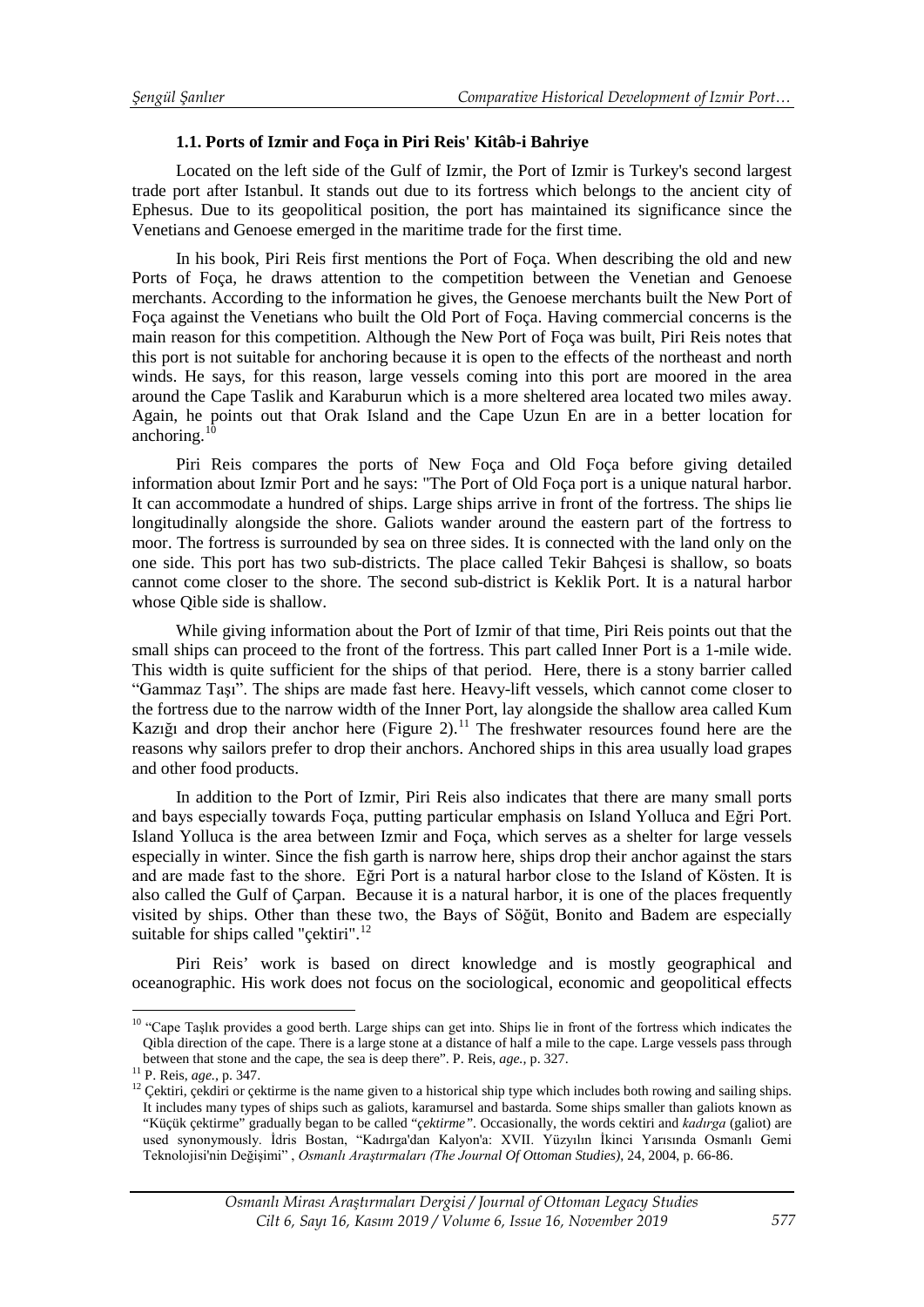### 1.1. Ports of Izmir and Foça in Piri Reis' Kitâb-i Bahriye

Located on the left side of the Gulf of Izmir, the Port of Izmir is Turkey's second largest trade port after Istanbul. It stands out due to its fortress which belongs to the ancient city of Ephesus. Due to its geopolitical position, the port has maintained its significance since the Venetians and Genoese emerged in the maritime trade for the first time.

In his book, Piri Reis first mentions the Port of Foça. When describing the old and new Ports of Foça, he draws attention to the competition between the Venetian and Genoese merchants. According to the information he gives, the Genoese merchants built the New Port of Foça against the Venetians who built the Old Port of Foça. Having commercial concerns is the main reason for this competition. Although the New Port of Foça was built, Piri Reis notes that this port is not suitable for anchoring because it is open to the effects of the northeast and north winds. He says, for this reason, large vessels coming into this port are moored in the area around the Cape Taslik and Karaburun which is a more sheltered area located two miles away. Again, he points out that Orak Island and the Cape Uzun En are in a better location for anchoring.[10]

Piri Reis compares the ports of New Foça and Old Foça before giving detailed information about Izmir Port and he says: "The Port of Old Foça port is a unique natural harbor. It can accommodate a hundred of ships. Large ships arrive in front of the fortress. The ships lie longitudinally alongside the shore. Galiots wander around the eastern part of the fortress to moor. The fortress is surrounded by sea on three sides. It is connected with the land only on the one side. This port has two sub-districts. The place called Tekir Bahçesi is shallow, so boats cannot come closer to the shore. The second sub-district is Keklik Port. It is a natural harbor whose Qible side is shallow.

While giving information about the Port of Izmir of that time, Piri Reis points out that the small ships can proceed to the front of the fortress. This part called Inner Port is a 1-mile wide. This width is quite sufficient for the ships of that period. Here, there is a stony barrier called "Gammaz Taşı". The ships are made fast here. Heavy-lift vessels, which cannot come closer to the fortress due to the narrow width of the Inner Port, lay alongside the shallow area called Kum Kazığı and drop their anchor here (Figure 2).[11] The freshwater resources found here are the reasons why sailors prefer to drop their anchors. Anchored ships in this area usually load grapes and other food products.

In addition to the Port of Izmir, Piri Reis also indicates that there are many small ports and bays especially towards Foça, putting particular emphasis on Island Yolluca and Eğri Port. Island Yolluca is the area between Izmir and Foça, which serves as a shelter for large vessels especially in winter. Since the fish garth is narrow here, ships drop their anchor against the stars and are made fast to the shore. Eğri Port is a natural harbor close to the Island of Kösten. It is also called the Gulf of Çarpan. Because it is a natural harbor, it is one of the places frequently visited by ships. Other than these two, the Bays of Söğüt, Bonito and Badem are especially suitable for ships called "çektiri".[12]

Piri Reis' work is based on direct knowledge and is mostly geographical and oceanographic. His work does not focus on the sociological, economic and geopolitical effects

---

[10] "Cape Taşlık provides a good berth. Large ships can get into. Ships lie in front of the fortress which indicates the Qibla direction of the cape. There is a large stone at a distance of half a mile to the cape. Large vessels pass through between that stone and the cape, the sea is deep there". P. Reis, *age.*, p. 327.

[11] P. Reis, *age.*, p. 347.

[12] Çektiri, çekdiri or çektirme is the name given to a historical ship type which includes both rowing and sailing ships. It includes many types of ships such as galiots, karamursel and bastarda. Some ships smaller than galiots known as "Küçük çektirme" gradually began to be called "*çektirme*". Occasionally, the words cektiri and *kadırga* (galiot) are used synonymously. İdris Bostan, "Kadırga'dan Kalyon'a: XVII. Yüzyılın İkinci Yarısında Osmanlı Gemi Teknolojisi'nin Değişimi" , *Osmanlı Araştırmaları (The Journal Of Ottoman Studies)*, 24, 2004, p. 66-86.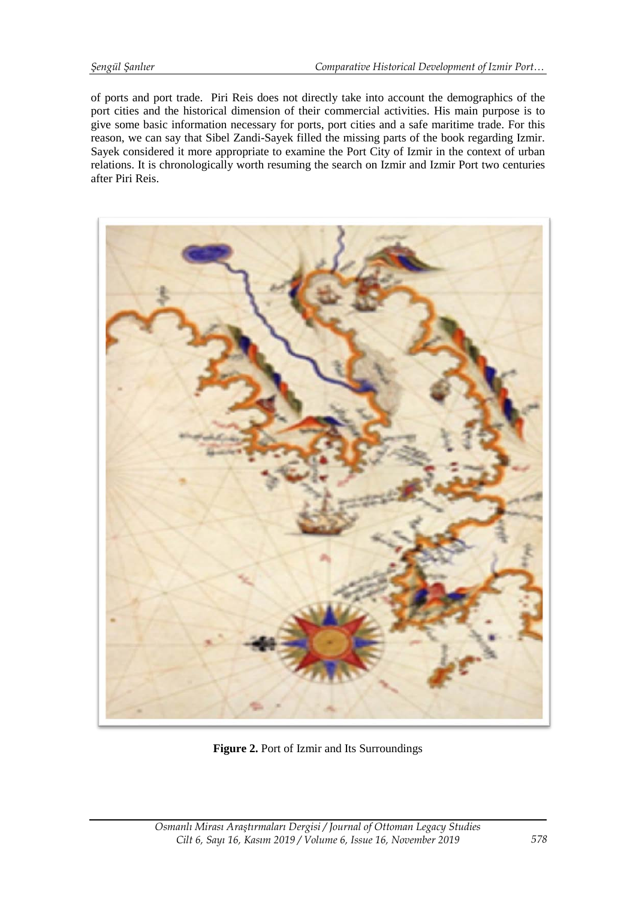of ports and port trade. Piri Reis does not directly take into account the demographics of the port cities and the historical dimension of their commercial activities. His main purpose is to give some basic information necessary for ports, port cities and a safe maritime trade. For this reason, we can say that Sibel Zandi-Sayek filled the missing parts of the book regarding Izmir. Sayek considered it more appropriate to examine the Port City of Izmir in the context of urban relations. It is chronologically worth resuming the search on Izmir and Izmir Port two centuries after Piri Reis.

**Figure 2.** Port of Izmir and Its Surroundings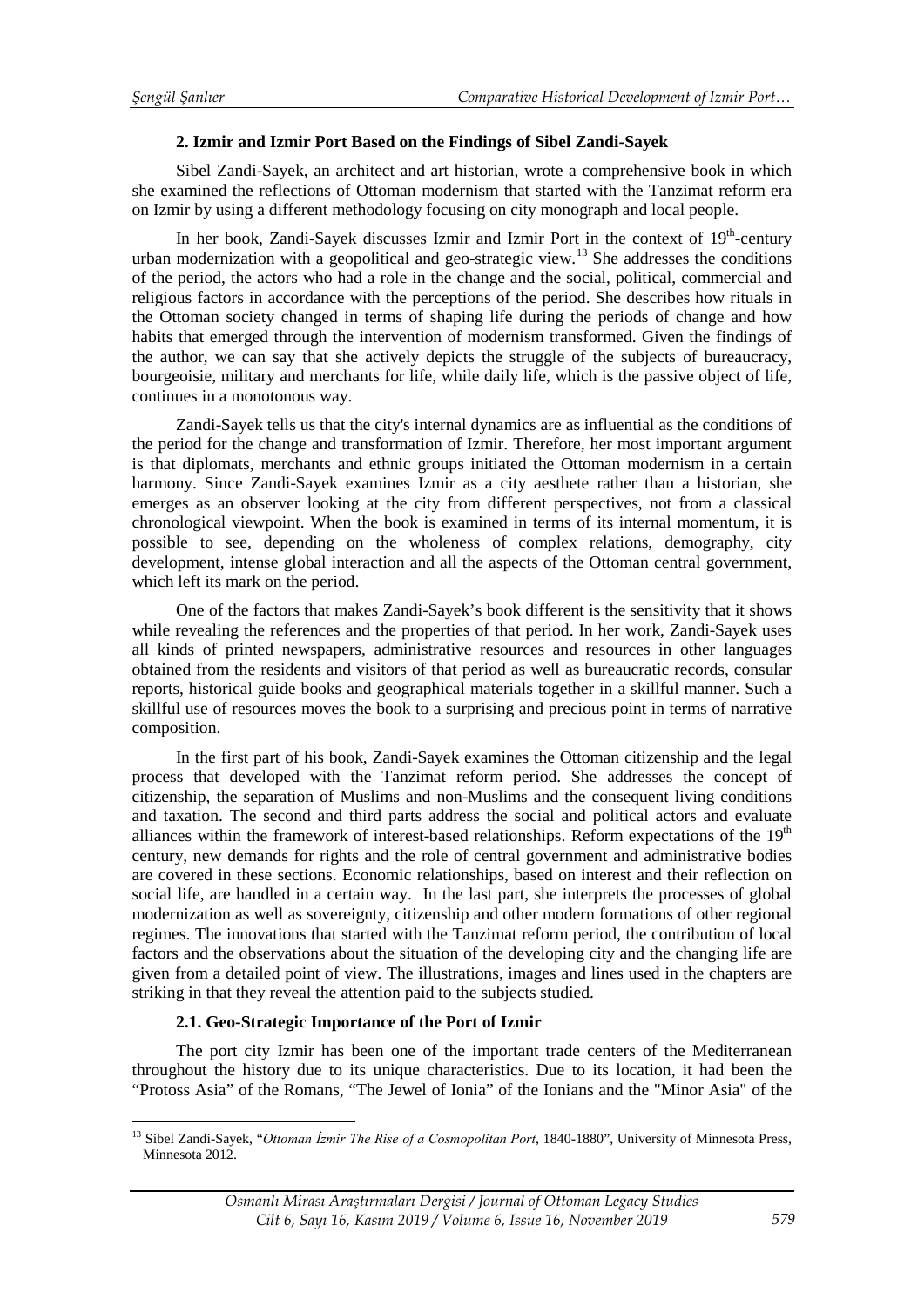## 2. Izmir and Izmir Port Based on the Findings of Sibel Zandi-Sayek

Sibel Zandi-Sayek, an architect and art historian, wrote a comprehensive book in which she examined the reflections of Ottoman modernism that started with the Tanzimat reform era on Izmir by using a different methodology focusing on city monograph and local people.

In her book, Zandi-Sayek discusses Izmir and Izmir Port in the context of 19th-century urban modernization with a geopolitical and geo-strategic view.[13] She addresses the conditions of the period, the actors who had a role in the change and the social, political, commercial and religious factors in accordance with the perceptions of the period. She describes how rituals in the Ottoman society changed in terms of shaping life during the periods of change and how habits that emerged through the intervention of modernism transformed. Given the findings of the author, we can say that she actively depicts the struggle of the subjects of bureaucracy, bourgeoisie, military and merchants for life, while daily life, which is the passive object of life, continues in a monotonous way.

Zandi-Sayek tells us that the city's internal dynamics are as influential as the conditions of the period for the change and transformation of Izmir. Therefore, her most important argument is that diplomats, merchants and ethnic groups initiated the Ottoman modernism in a certain harmony. Since Zandi-Sayek examines Izmir as a city aesthete rather than a historian, she emerges as an observer looking at the city from different perspectives, not from a classical chronological viewpoint. When the book is examined in terms of its internal momentum, it is possible to see, depending on the wholeness of complex relations, demography, city development, intense global interaction and all the aspects of the Ottoman central government, which left its mark on the period.

One of the factors that makes Zandi-Sayek's book different is the sensitivity that it shows while revealing the references and the properties of that period. In her work, Zandi-Sayek uses all kinds of printed newspapers, administrative resources and resources in other languages obtained from the residents and visitors of that period as well as bureaucratic records, consular reports, historical guide books and geographical materials together in a skillful manner. Such a skillful use of resources moves the book to a surprising and precious point in terms of narrative composition.

In the first part of his book, Zandi-Sayek examines the Ottoman citizenship and the legal process that developed with the Tanzimat reform period. She addresses the concept of citizenship, the separation of Muslims and non-Muslims and the consequent living conditions and taxation. The second and third parts address the social and political actors and evaluate alliances within the framework of interest-based relationships. Reform expectations of the 19th century, new demands for rights and the role of central government and administrative bodies are covered in these sections. Economic relationships, based on interest and their reflection on social life, are handled in a certain way. In the last part, she interprets the processes of global modernization as well as sovereignty, citizenship and other modern formations of other regional regimes. The innovations that started with the Tanzimat reform period, the contribution of local factors and the observations about the situation of the developing city and the changing life are given from a detailed point of view. The illustrations, images and lines used in the chapters are striking in that they reveal the attention paid to the subjects studied.

### 2.1. Geo-Strategic Importance of the Port of Izmir

The port city Izmir has been one of the important trade centers of the Mediterranean throughout the history due to its unique characteristics. Due to its location, it had been the "Protoss Asia" of the Romans, "The Jewel of Ionia" of the Ionians and the "Minor Asia" of the

---

[13] Sibel Zandi-Sayek, "*Ottoman İzmir The Rise of a Cosmopolitan Port*, 1840-1880", University of Minnesota Press, Minnesota 2012.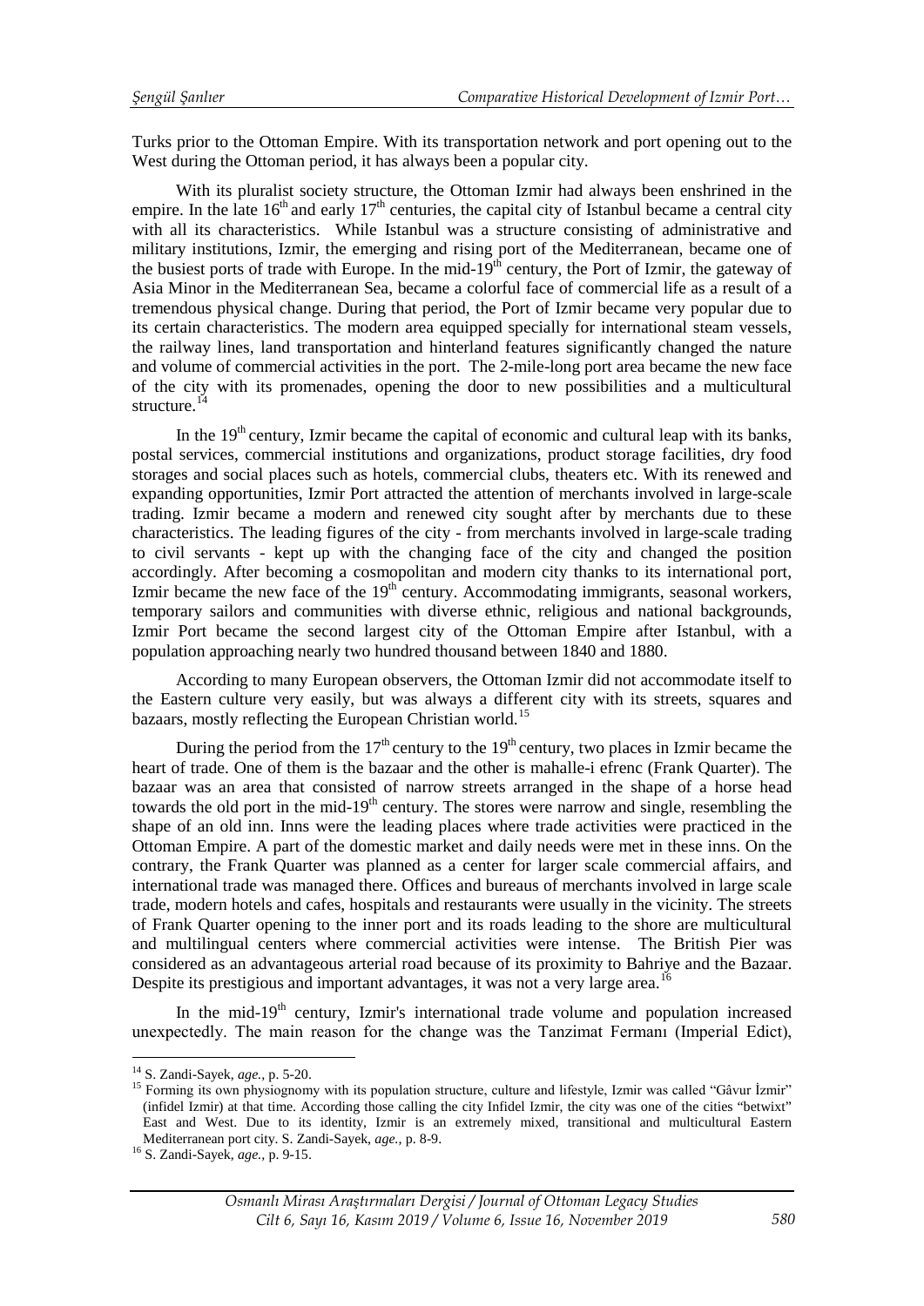Turks prior to the Ottoman Empire. With its transportation network and port opening out to the West during the Ottoman period, it has always been a popular city.

With its pluralist society structure, the Ottoman Izmir had always been enshrined in the empire. In the late 16th and early 17th centuries, the capital city of Istanbul became a central city with all its characteristics. While Istanbul was a structure consisting of administrative and military institutions, Izmir, the emerging and rising port of the Mediterranean, became one of the busiest ports of trade with Europe. In the mid-19th century, the Port of Izmir, the gateway of Asia Minor in the Mediterranean Sea, became a colorful face of commercial life as a result of a tremendous physical change. During that period, the Port of Izmir became very popular due to its certain characteristics. The modern area equipped specially for international steam vessels, the railway lines, land transportation and hinterland features significantly changed the nature and volume of commercial activities in the port. The 2-mile-long port area became the new face of the city with its promenades, opening the door to new possibilities and a multicultural structure.[14]

In the 19th century, Izmir became the capital of economic and cultural leap with its banks, postal services, commercial institutions and organizations, product storage facilities, dry food storages and social places such as hotels, commercial clubs, theaters etc. With its renewed and expanding opportunities, Izmir Port attracted the attention of merchants involved in large-scale trading. Izmir became a modern and renewed city sought after by merchants due to these characteristics. The leading figures of the city - from merchants involved in large-scale trading to civil servants - kept up with the changing face of the city and changed the position accordingly. After becoming a cosmopolitan and modern city thanks to its international port, Izmir became the new face of the 19th century. Accommodating immigrants, seasonal workers, temporary sailors and communities with diverse ethnic, religious and national backgrounds, Izmir Port became the second largest city of the Ottoman Empire after Istanbul, with a population approaching nearly two hundred thousand between 1840 and 1880.

According to many European observers, the Ottoman Izmir did not accommodate itself to the Eastern culture very easily, but was always a different city with its streets, squares and bazaars, mostly reflecting the European Christian world.[15]

During the period from the 17th century to the 19th century, two places in Izmir became the heart of trade. One of them is the bazaar and the other is mahalle-i efrenc (Frank Quarter). The bazaar was an area that consisted of narrow streets arranged in the shape of a horse head towards the old port in the mid-19th century. The stores were narrow and single, resembling the shape of an old inn. Inns were the leading places where trade activities were practiced in the Ottoman Empire. A part of the domestic market and daily needs were met in these inns. On the contrary, the Frank Quarter was planned as a center for larger scale commercial affairs, and international trade was managed there. Offices and bureaus of merchants involved in large scale trade, modern hotels and cafes, hospitals and restaurants were usually in the vicinity. The streets of Frank Quarter opening to the inner port and its roads leading to the shore are multicultural and multilingual centers where commercial activities were intense. The British Pier was considered as an advantageous arterial road because of its proximity to Bahriye and the Bazaar. Despite its prestigious and important advantages, it was not a very large area.[16]

In the mid-19th century, Izmir's international trade volume and population increased unexpectedly. The main reason for the change was the Tanzimat Fermanı (Imperial Edict),

---

[14] S. Zandi-Sayek, *age.*, p. 5-20.

[15] Forming its own physiognomy with its population structure, culture and lifestyle, Izmir was called "Gâvur İzmir" (infidel Izmir) at that time. According those calling the city Infidel Izmir, the city was one of the cities "betwixt" East and West. Due to its identity, Izmir is an extremely mixed, transitional and multicultural Eastern Mediterranean port city. S. Zandi-Sayek, *age.*, p. 8-9.

[16] S. Zandi-Sayek, *age.*, p. 9-15.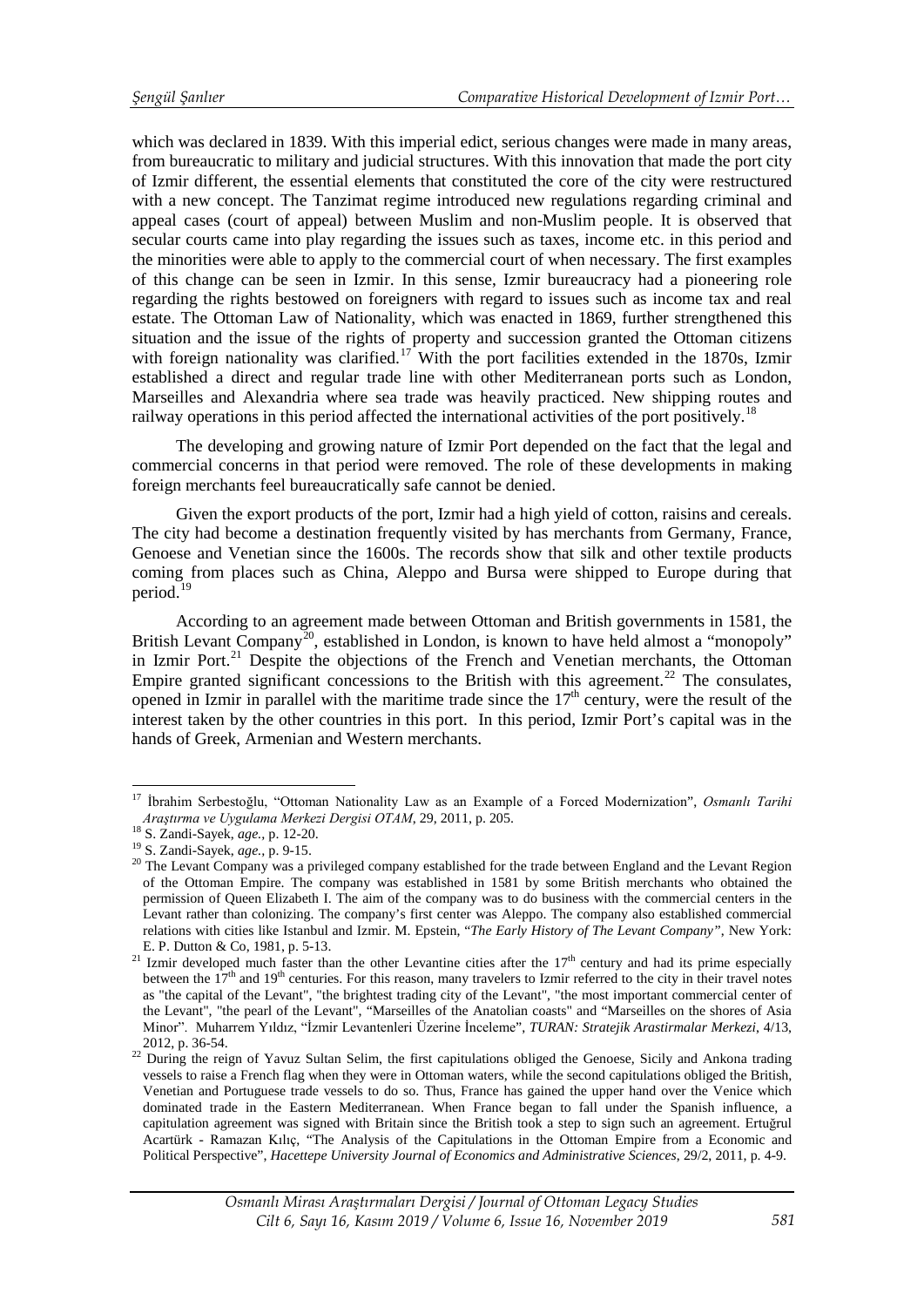which was declared in 1839. With this imperial edict, serious changes were made in many areas, from bureaucratic to military and judicial structures. With this innovation that made the port city of Izmir different, the essential elements that constituted the core of the city were restructured with a new concept. The Tanzimat regime introduced new regulations regarding criminal and appeal cases (court of appeal) between Muslim and non-Muslim people. It is observed that secular courts came into play regarding the issues such as taxes, income etc. in this period and the minorities were able to apply to the commercial court of when necessary. The first examples of this change can be seen in Izmir. In this sense, Izmir bureaucracy had a pioneering role regarding the rights bestowed on foreigners with regard to issues such as income tax and real estate. The Ottoman Law of Nationality, which was enacted in 1869, further strengthened this situation and the issue of the rights of property and succession granted the Ottoman citizens with foreign nationality was clarified.[17] With the port facilities extended in the 1870s, Izmir established a direct and regular trade line with other Mediterranean ports such as London, Marseilles and Alexandria where sea trade was heavily practiced. New shipping routes and railway operations in this period affected the international activities of the port positively.[18]

The developing and growing nature of Izmir Port depended on the fact that the legal and commercial concerns in that period were removed. The role of these developments in making foreign merchants feel bureaucratically safe cannot be denied.

Given the export products of the port, Izmir had a high yield of cotton, raisins and cereals. The city had become a destination frequently visited by has merchants from Germany, France, Genoese and Venetian since the 1600s. The records show that silk and other textile products coming from places such as China, Aleppo and Bursa were shipped to Europe during that period.[19]

According to an agreement made between Ottoman and British governments in 1581, the British Levant Company[20], established in London, is known to have held almost a "monopoly" in Izmir Port.[21] Despite the objections of the French and Venetian merchants, the Ottoman Empire granted significant concessions to the British with this agreement.[22] The consulates, opened in Izmir in parallel with the maritime trade since the 17th century, were the result of the interest taken by the other countries in this port. In this period, Izmir Port's capital was in the hands of Greek, Armenian and Western merchants.

---

[17] İbrahim Serbestoğlu, "Ottoman Nationality Law as an Example of a Forced Modernization", *Osmanlı Tarihi Araştırma ve Uygulama Merkezi Dergisi OTAM*, 29, 2011, p. 205.

[18] S. Zandi-Sayek, *age.*, p. 12-20.

[19] S. Zandi-Sayek, *age.*, p. 9-15.

[20] The Levant Company was a privileged company established for the trade between England and the Levant Region of the Ottoman Empire. The company was established in 1581 by some British merchants who obtained the permission of Queen Elizabeth I. The aim of the company was to do business with the commercial centers in the Levant rather than colonizing. The company's first center was Aleppo. The company also established commercial relations with cities like Istanbul and Izmir. M. Epstein, "*The Early History of The Levant Company*", New York: E. P. Dutton & Co, 1981, p. 5-13.

[21] Izmir developed much faster than the other Levantine cities after the 17th century and had its prime especially between the 17th and 19th centuries. For this reason, many travelers to Izmir referred to the city in their travel notes as "the capital of the Levant", "the brightest trading city of the Levant", "the most important commercial center of the Levant", "the pearl of the Levant", "Marseilles of the Anatolian coasts" and "Marseilles on the shores of Asia Minor". Muharrem Yıldız, "İzmir Levantenleri Üzerine İnceleme", *TURAN: Stratejik Arastirmalar Merkezi*, 4/13, 2012, p. 36-54.

[22] During the reign of Yavuz Sultan Selim, the first capitulations obliged the Genoese, Sicily and Ankona trading vessels to raise a French flag when they were in Ottoman waters, while the second capitulations obliged the British, Venetian and Portuguese trade vessels to do so. Thus, France has gained the upper hand over the Venice which dominated trade in the Eastern Mediterranean. When France began to fall under the Spanish influence, a capitulation agreement was signed with Britain since the British took a step to sign such an agreement. Ertuğrul Acartürk - Ramazan Kılıç, "The Analysis of the Capitulations in the Ottoman Empire from a Economic and Political Perspective", *Hacettepe University Journal of Economics and Administrative Sciences*, 29/2, 2011, p. 4-9.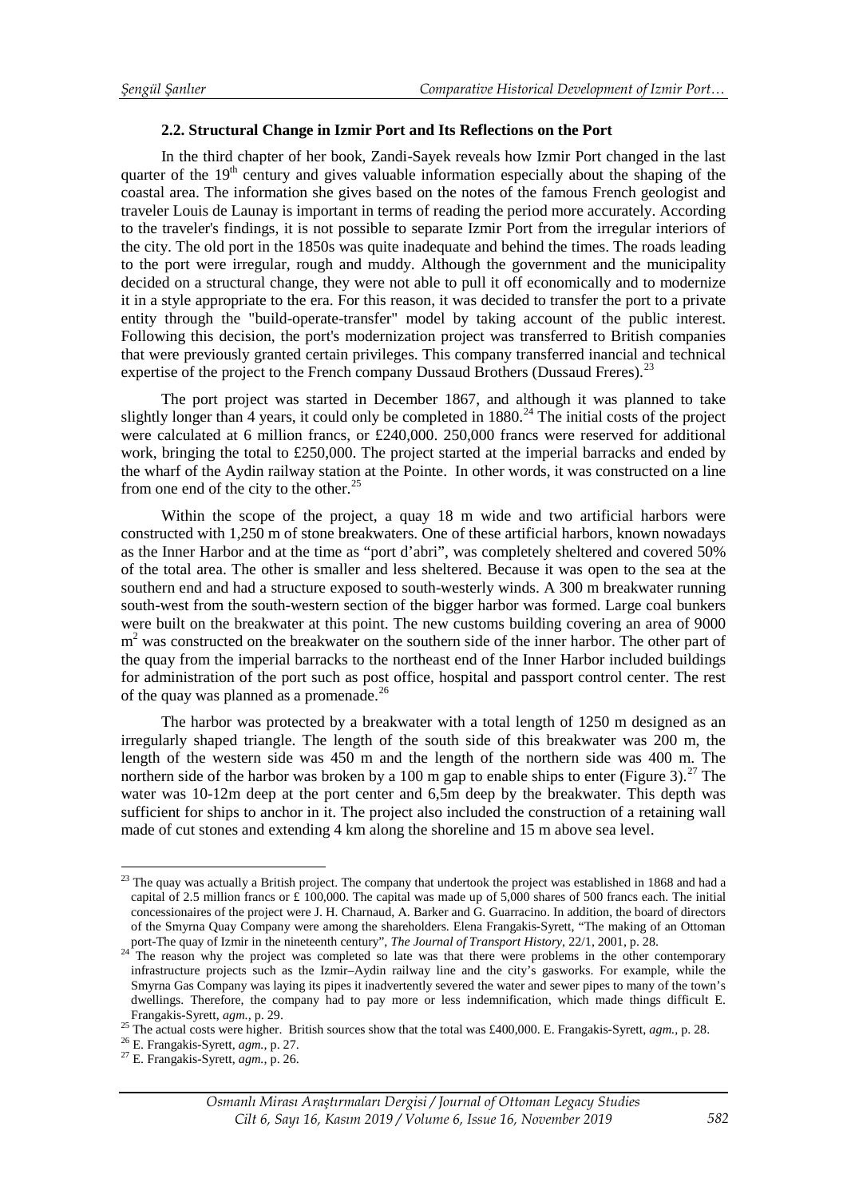### 2.2. Structural Change in Izmir Port and Its Reflections on the Port

In the third chapter of her book, Zandi-Sayek reveals how Izmir Port changed in the last quarter of the $19^{th}$ century and gives valuable information especially about the shaping of the coastal area. The information she gives based on the notes of the famous French geologist and traveler Louis de Launay is important in terms of reading the period more accurately. According to the traveler's findings, it is not possible to separate Izmir Port from the irregular interiors of the city. The old port in the 1850s was quite inadequate and behind the times. The roads leading to the port were irregular, rough and muddy. Although the government and the municipality decided on a structural change, they were not able to pull it off economically and to modernize it in a style appropriate to the era. For this reason, it was decided to transfer the port to a private entity through the "build-operate-transfer" model by taking account of the public interest. Following this decision, the port's modernization project was transferred to British companies that were previously granted certain privileges. This company transferred inancial and technical expertise of the project to the French company Dussaud Brothers (Dussaud Freres).[23]

The port project was started in December 1867, and although it was planned to take slightly longer than 4 years, it could only be completed in 1880.[24] The initial costs of the project were calculated at 6 million francs, or £240,000. 250,000 francs were reserved for additional work, bringing the total to £250,000. The project started at the imperial barracks and ended by the wharf of the Aydin railway station at the Pointe. In other words, it was constructed on a line from one end of the city to the other.[25]

Within the scope of the project, a quay 18 m wide and two artificial harbors were constructed with 1,250 m of stone breakwaters. One of these artificial harbors, known nowadays as the Inner Harbor and at the time as "port d'abri", was completely sheltered and covered 50% of the total area. The other is smaller and less sheltered. Because it was open to the sea at the southern end and had a structure exposed to south-westerly winds. A 300 m breakwater running south-west from the south-western section of the bigger harbor was formed. Large coal bunkers were built on the breakwater at this point. The new customs building covering an area of 9000 $m^2$ was constructed on the breakwater on the southern side of the inner harbor. The other part of the quay from the imperial barracks to the northeast end of the Inner Harbor included buildings for administration of the port such as post office, hospital and passport control center. The rest of the quay was planned as a promenade.[26]

The harbor was protected by a breakwater with a total length of 1250 m designed as an irregularly shaped triangle. The length of the south side of this breakwater was 200 m, the length of the western side was 450 m and the length of the northern side was 400 m. The northern side of the harbor was broken by a 100 m gap to enable ships to enter (Figure 3).[27] The water was 10-12m deep at the port center and 6,5m deep by the breakwater. This depth was sufficient for ships to anchor in it. The project also included the construction of a retaining wall made of cut stones and extending 4 km along the shoreline and 15 m above sea level.

---

[23] The quay was actually a British project. The company that undertook the project was established in 1868 and had a capital of 2.5 million francs or £ 100,000. The capital was made up of 5,000 shares of 500 francs each. The initial concessionaires of the project were J. H. Charnaud, A. Barker and G. Guarracino. In addition, the board of directors of the Smyrna Quay Company were among the shareholders. Elena Frangakis-Syrett, "The making of an Ottoman port-The quay of Izmir in the nineteenth century", *The Journal of Transport History*, 22/1, 2001, p. 28.

[24] The reason why the project was completed so late was that there were problems in the other contemporary infrastructure projects such as the Izmir–Aydin railway line and the city's gasworks. For example, while the Smyrna Gas Company was laying its pipes it inadvertently severed the water and sewer pipes to many of the town's dwellings. Therefore, the company had to pay more or less indemnification, which made things difficult E. Frangakis-Syrett, *agm.*, p. 29.

[25] The actual costs were higher. British sources show that the total was £400,000. E. Frangakis-Syrett, *agm.*, p. 28.

[26] E. Frangakis-Syrett, *agm.*, p. 27.

[27] E. Frangakis-Syrett, *agm.*, p. 26.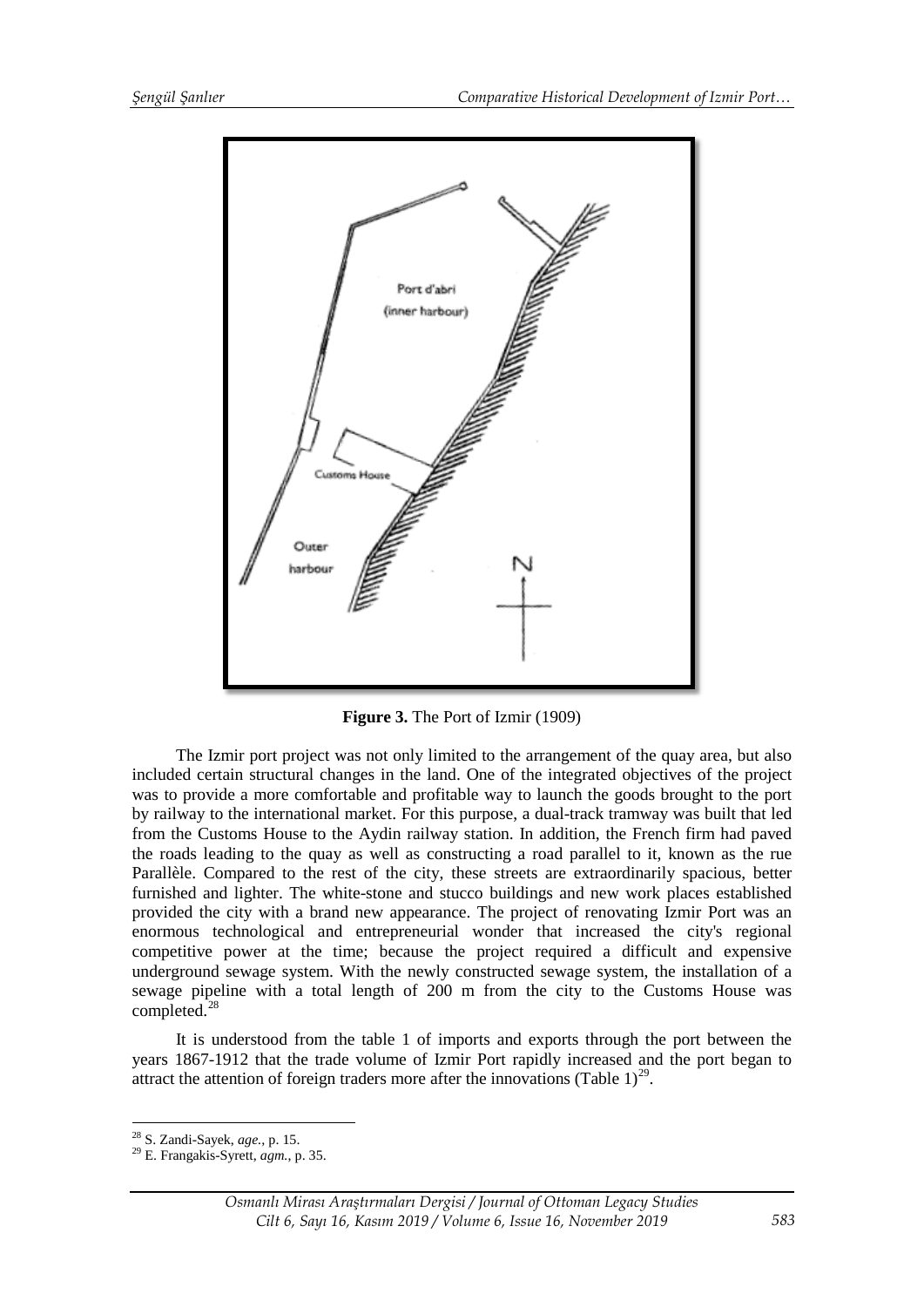**Figure 3.** The Port of Izmir (1909)

The Izmir port project was not only limited to the arrangement of the quay area, but also included certain structural changes in the land. One of the integrated objectives of the project was to provide a more comfortable and profitable way to launch the goods brought to the port by railway to the international market. For this purpose, a dual-track tramway was built that led from the Customs House to the Aydin railway station. In addition, the French firm had paved the roads leading to the quay as well as constructing a road parallel to it, known as the rue Parallèle. Compared to the rest of the city, these streets are extraordinarily spacious, better furnished and lighter. The white-stone and stucco buildings and new work places established provided the city with a brand new appearance. The project of renovating Izmir Port was an enormous technological and entrepreneurial wonder that increased the city's regional competitive power at the time; because the project required a difficult and expensive underground sewage system. With the newly constructed sewage system, the installation of a sewage pipeline with a total length of 200 m from the city to the Customs House was completed.[28]

It is understood from the table 1 of imports and exports through the port between the years 1867-1912 that the trade volume of Izmir Port rapidly increased and the port began to attract the attention of foreign traders more after the innovations (Table 1)[29].

---

[28] S. Zandi-Sayek, *age.*, p. 15.

[29] E. Frangakis-Syrett, *agm.*, p. 35.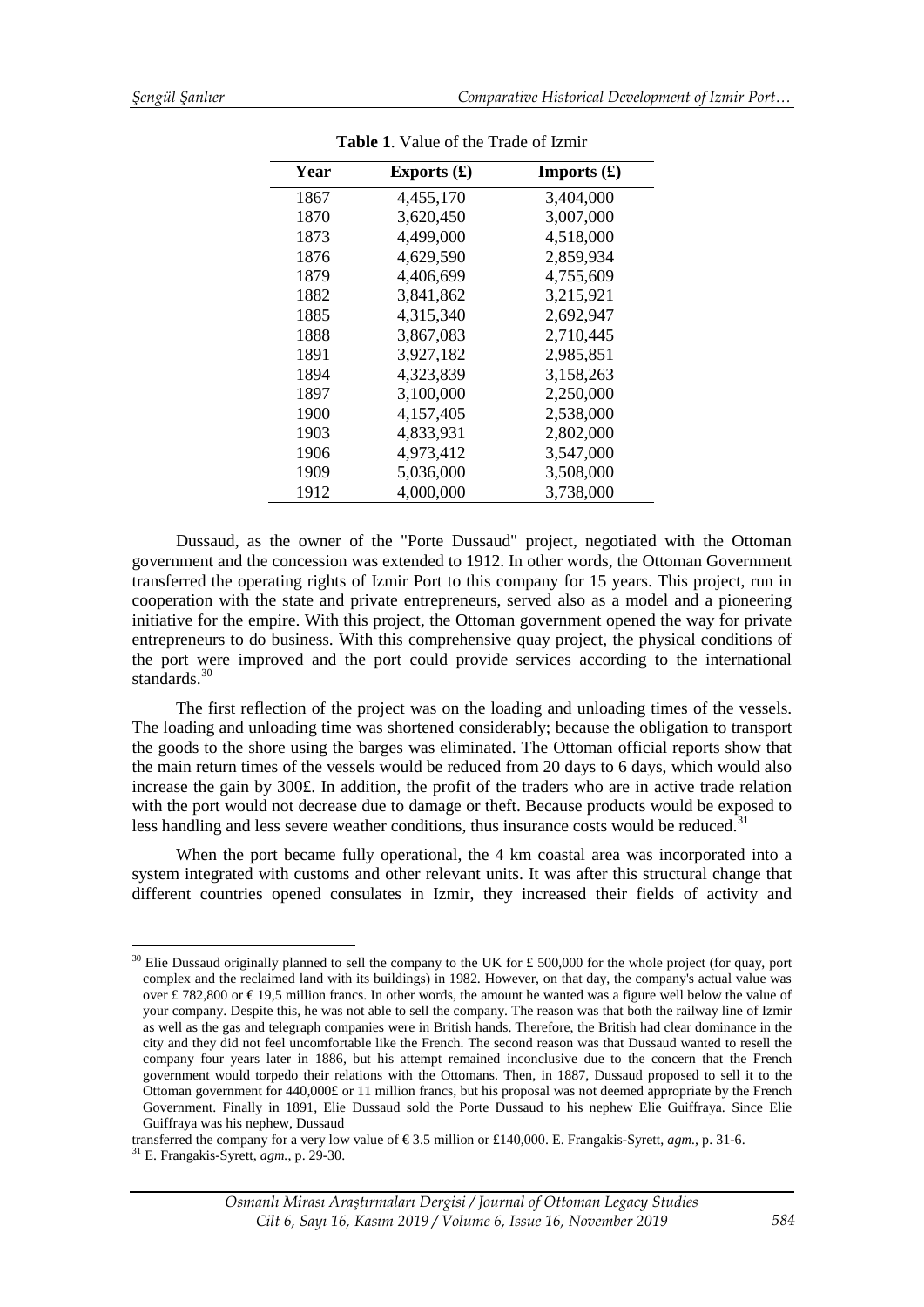**Table 1**. Value of the Trade of Izmir

| Year | Exports (£) | Imports (£) |
|---|---|---|
| 1867 | 4,455,170 | 3,404,000 |
| 1870 | 3,620,450 | 3,007,000 |
| 1873 | 4,499,000 | 4,518,000 |
| 1876 | 4,629,590 | 2,859,934 |
| 1879 | 4,406,699 | 4,755,609 |
| 1882 | 3,841,862 | 3,215,921 |
| 1885 | 4,315,340 | 2,692,947 |
| 1888 | 3,867,083 | 2,710,445 |
| 1891 | 3,927,182 | 2,985,851 |
| 1894 | 4,323,839 | 3,158,263 |
| 1897 | 3,100,000 | 2,250,000 |
| 1900 | 4,157,405 | 2,538,000 |
| 1903 | 4,833,931 | 2,802,000 |
| 1906 | 4,973,412 | 3,547,000 |
| 1909 | 5,036,000 | 3,508,000 |
| 1912 | 4,000,000 | 3,738,000 |

Dussaud, as the owner of the "Porte Dussaud" project, negotiated with the Ottoman government and the concession was extended to 1912. In other words, the Ottoman Government transferred the operating rights of Izmir Port to this company for 15 years. This project, run in cooperation with the state and private entrepreneurs, served also as a model and a pioneering initiative for the empire. With this project, the Ottoman government opened the way for private entrepreneurs to do business. With this comprehensive quay project, the physical conditions of the port were improved and the port could provide services according to the international standards.[30]

The first reflection of the project was on the loading and unloading times of the vessels. The loading and unloading time was shortened considerably; because the obligation to transport the goods to the shore using the barges was eliminated. The Ottoman official reports show that the main return times of the vessels would be reduced from 20 days to 6 days, which would also increase the gain by 300£. In addition, the profit of the traders who are in active trade relation with the port would not decrease due to damage or theft. Because products would be exposed to less handling and less severe weather conditions, thus insurance costs would be reduced.[31]

When the port became fully operational, the 4 km coastal area was incorporated into a system integrated with customs and other relevant units. It was after this structural change that different countries opened consulates in Izmir, they increased their fields of activity and

---

[30] Elie Dussaud originally planned to sell the company to the UK for £ 500,000 for the whole project (for quay, port complex and the reclaimed land with its buildings) in 1982. However, on that day, the company's actual value was over £ 782,800 or € 19,5 million francs. In other words, the amount he wanted was a figure well below the value of your company. Despite this, he was not able to sell the company. The reason was that both the railway line of Izmir as well as the gas and telegraph companies were in British hands. Therefore, the British had clear dominance in the city and they did not feel uncomfortable like the French. The second reason was that Dussaud wanted to resell the company four years later in 1886, but his attempt remained inconclusive due to the concern that the French government would torpedo their relations with the Ottomans. Then, in 1887, Dussaud proposed to sell it to the Ottoman government for 440,000£ or 11 million francs, but his proposal was not deemed appropriate by the French Government. Finally in 1891, Elie Dussaud sold the Porte Dussaud to his nephew Elie Guiffraya. Since Elie Guiffraya was his nephew, Dussaud transferred the company for a very low value of € 3.5 million or £140,000. E. Frangakis-Syrett, *agm.*, p. 31-6.

[31] E. Frangakis-Syrett, *agm.*, p. 29-30.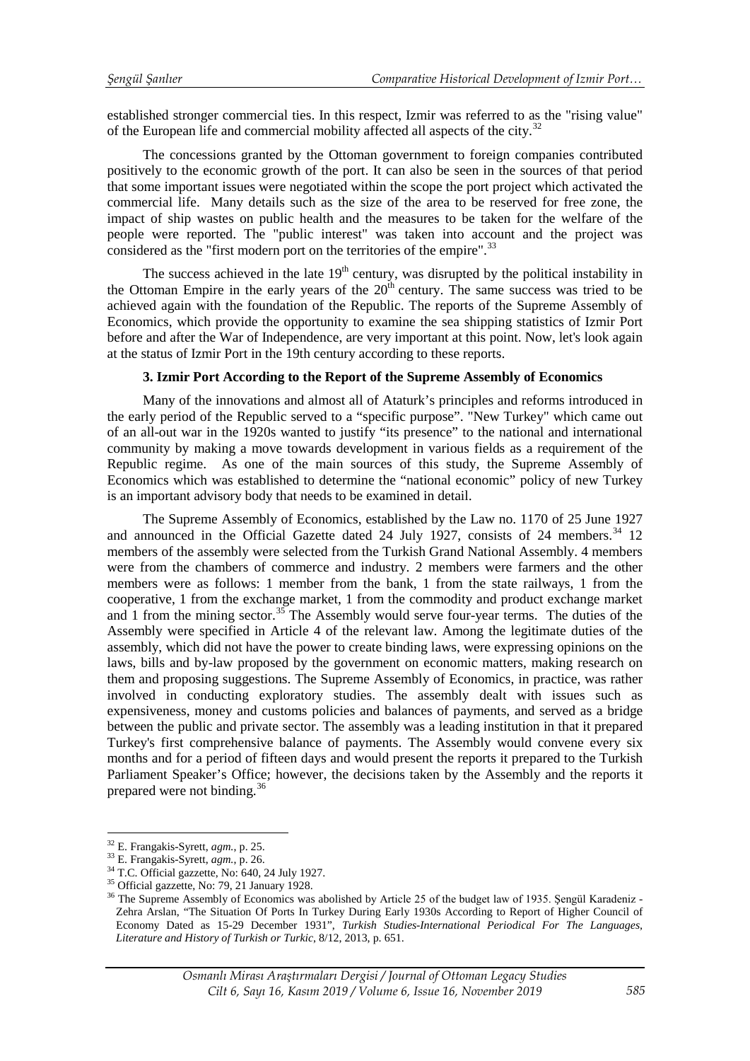established stronger commercial ties. In this respect, Izmir was referred to as the "rising value" of the European life and commercial mobility affected all aspects of the city.[32]

The concessions granted by the Ottoman government to foreign companies contributed positively to the economic growth of the port. It can also be seen in the sources of that period that some important issues were negotiated within the scope the port project which activated the commercial life. Many details such as the size of the area to be reserved for free zone, the impact of ship wastes on public health and the measures to be taken for the welfare of the people were reported. The "public interest" was taken into account and the project was considered as the "first modern port on the territories of the empire".[33]

The success achieved in the late 19th century, was disrupted by the political instability in the Ottoman Empire in the early years of the 20th century. The same success was tried to be achieved again with the foundation of the Republic. The reports of the Supreme Assembly of Economics, which provide the opportunity to examine the sea shipping statistics of Izmir Port before and after the War of Independence, are very important at this point. Now, let's look again at the status of Izmir Port in the 19th century according to these reports.

### 3. Izmir Port According to the Report of the Supreme Assembly of Economics

Many of the innovations and almost all of Ataturk's principles and reforms introduced in the early period of the Republic served to a "specific purpose". "New Turkey" which came out of an all-out war in the 1920s wanted to justify "its presence" to the national and international community by making a move towards development in various fields as a requirement of the Republic regime. As one of the main sources of this study, the Supreme Assembly of Economics which was established to determine the "national economic" policy of new Turkey is an important advisory body that needs to be examined in detail.

The Supreme Assembly of Economics, established by the Law no. 1170 of 25 June 1927 and announced in the Official Gazette dated 24 July 1927, consists of 24 members.[34] 12 members of the assembly were selected from the Turkish Grand National Assembly. 4 members were from the chambers of commerce and industry. 2 members were farmers and the other members were as follows: 1 member from the bank, 1 from the state railways, 1 from the cooperative, 1 from the exchange market, 1 from the commodity and product exchange market and 1 from the mining sector.[35] The Assembly would serve four-year terms. The duties of the Assembly were specified in Article 4 of the relevant law. Among the legitimate duties of the assembly, which did not have the power to create binding laws, were expressing opinions on the laws, bills and by-law proposed by the government on economic matters, making research on them and proposing suggestions. The Supreme Assembly of Economics, in practice, was rather involved in conducting exploratory studies. The assembly dealt with issues such as expensiveness, money and customs policies and balances of payments, and served as a bridge between the public and private sector. The assembly was a leading institution in that it prepared Turkey's first comprehensive balance of payments. The Assembly would convene every six months and for a period of fifteen days and would present the reports it prepared to the Turkish Parliament Speaker's Office; however, the decisions taken by the Assembly and the reports it prepared were not binding.[36]

---

[32] E. Frangakis-Syrett, *agm.*, p. 25.

[33] E. Frangakis-Syrett, *agm.*, p. 26.

[34] T.C. Official gazzette, No: 640, 24 July 1927.

[35] Official gazzette, No: 79, 21 January 1928.

[36] The Supreme Assembly of Economics was abolished by Article 25 of the budget law of 1935. Şengül Karadeniz - Zehra Arslan, "The Situation Of Ports In Turkey During Early 1930s According to Report of Higher Council of Economy Dated as 15-29 December 1931", *Turkish Studies-International Periodical For The Languages, Literature and History of Turkish or Turkic*, 8/12, 2013, p. 651.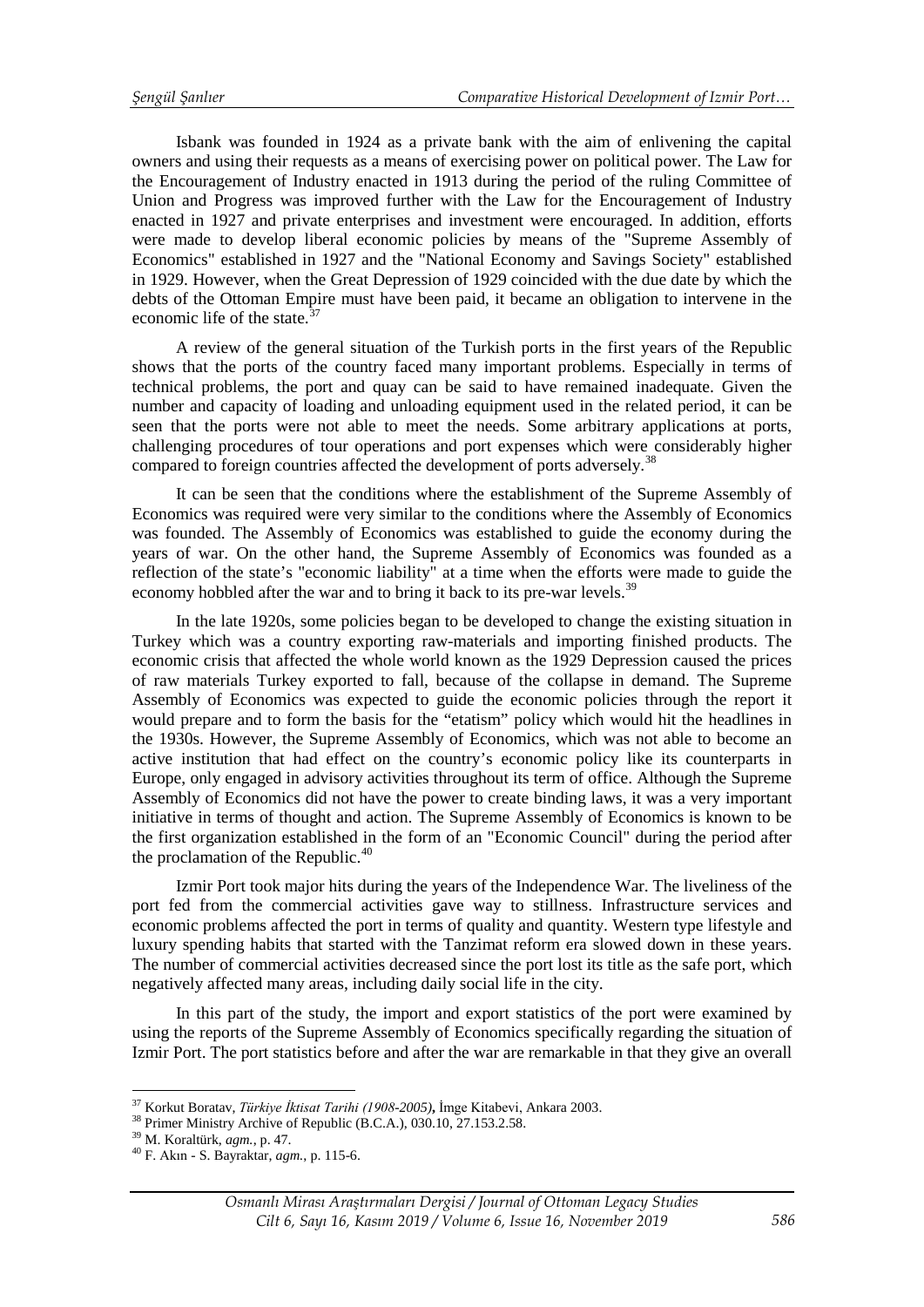Isbank was founded in 1924 as a private bank with the aim of enlivening the capital owners and using their requests as a means of exercising power on political power. The Law for the Encouragement of Industry enacted in 1913 during the period of the ruling Committee of Union and Progress was improved further with the Law for the Encouragement of Industry enacted in 1927 and private enterprises and investment were encouraged. In addition, efforts were made to develop liberal economic policies by means of the "Supreme Assembly of Economics" established in 1927 and the "National Economy and Savings Society" established in 1929. However, when the Great Depression of 1929 coincided with the due date by which the debts of the Ottoman Empire must have been paid, it became an obligation to intervene in the economic life of the state.[37]

A review of the general situation of the Turkish ports in the first years of the Republic shows that the ports of the country faced many important problems. Especially in terms of technical problems, the port and quay can be said to have remained inadequate. Given the number and capacity of loading and unloading equipment used in the related period, it can be seen that the ports were not able to meet the needs. Some arbitrary applications at ports, challenging procedures of tour operations and port expenses which were considerably higher compared to foreign countries affected the development of ports adversely.[38]

It can be seen that the conditions where the establishment of the Supreme Assembly of Economics was required were very similar to the conditions where the Assembly of Economics was founded. The Assembly of Economics was established to guide the economy during the years of war. On the other hand, the Supreme Assembly of Economics was founded as a reflection of the state's "economic liability" at a time when the efforts were made to guide the economy hobbled after the war and to bring it back to its pre-war levels.[39]

In the late 1920s, some policies began to be developed to change the existing situation in Turkey which was a country exporting raw-materials and importing finished products. The economic crisis that affected the whole world known as the 1929 Depression caused the prices of raw materials Turkey exported to fall, because of the collapse in demand. The Supreme Assembly of Economics was expected to guide the economic policies through the report it would prepare and to form the basis for the "etatism" policy which would hit the headlines in the 1930s. However, the Supreme Assembly of Economics, which was not able to become an active institution that had effect on the country's economic policy like its counterparts in Europe, only engaged in advisory activities throughout its term of office. Although the Supreme Assembly of Economics did not have the power to create binding laws, it was a very important initiative in terms of thought and action. The Supreme Assembly of Economics is known to be the first organization established in the form of an "Economic Council" during the period after the proclamation of the Republic.[40]

Izmir Port took major hits during the years of the Independence War. The liveliness of the port fed from the commercial activities gave way to stillness. Infrastructure services and economic problems affected the port in terms of quality and quantity. Western type lifestyle and luxury spending habits that started with the Tanzimat reform era slowed down in these years. The number of commercial activities decreased since the port lost its title as the safe port, which negatively affected many areas, including daily social life in the city.

In this part of the study, the import and export statistics of the port were examined by using the reports of the Supreme Assembly of Economics specifically regarding the situation of Izmir Port. The port statistics before and after the war are remarkable in that they give an overall

---

[37] Korkut Boratav, *Türkiye İktisat Tarihi (1908-2005)*, İmge Kitabevi, Ankara 2003.

[38] Primer Ministry Archive of Republic (B.C.A.), 030.10, 27.153.2.58.

[39] M. Koraltürk, *agm.*, p. 47.

[40] F. Akın - S. Bayraktar, *agm.*, p. 115-6.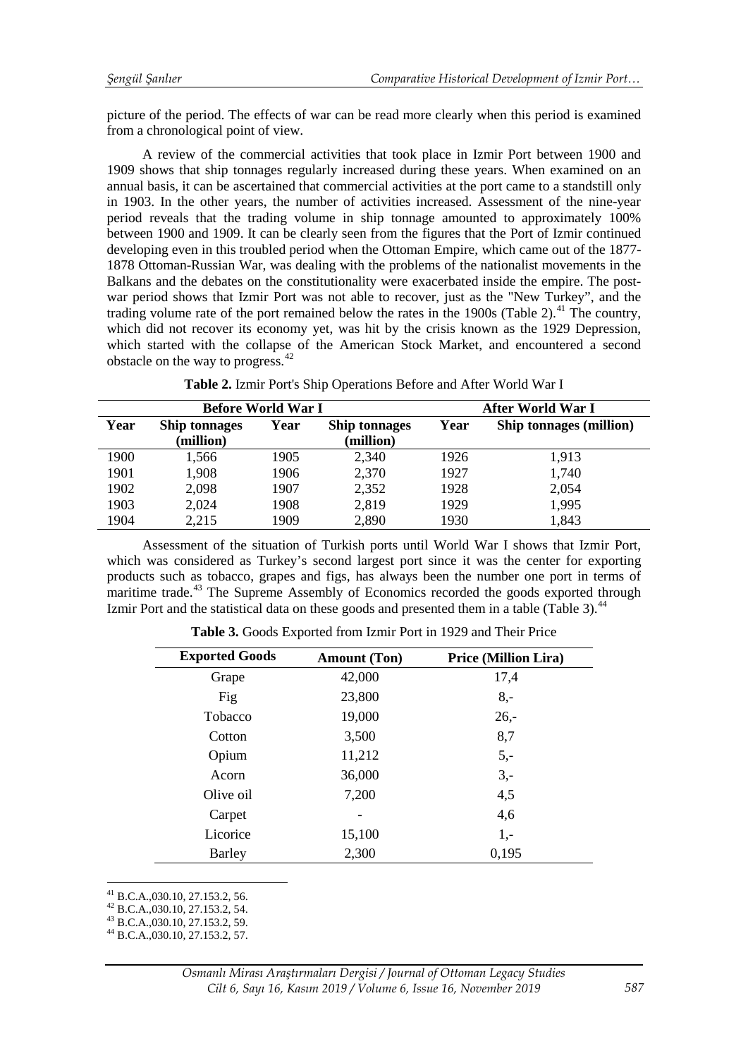picture of the period. The effects of war can be read more clearly when this period is examined from a chronological point of view.

A review of the commercial activities that took place in Izmir Port between 1900 and 1909 shows that ship tonnages regularly increased during these years. When examined on an annual basis, it can be ascertained that commercial activities at the port came to a standstill only in 1903. In the other years, the number of activities increased. Assessment of the nine-year period reveals that the trading volume in ship tonnage amounted to approximately 100% between 1900 and 1909. It can be clearly seen from the figures that the Port of Izmir continued developing even in this troubled period when the Ottoman Empire, which came out of the 1877-1878 Ottoman-Russian War, was dealing with the problems of the nationalist movements in the Balkans and the debates on the constitutionality were exacerbated inside the empire. The post-war period shows that Izmir Port was not able to recover, just as the "New Turkey", and the trading volume rate of the port remained below the rates in the 1900s (Table 2).[41] The country, which did not recover its economy yet, was hit by the crisis known as the 1929 Depression, which started with the collapse of the American Stock Market, and encountered a second obstacle on the way to progress.[42]

**Table 2.** Izmir Port's Ship Operations Before and After World War I

| Before World War I | | | | After World War I | |
|---|---|---|---|---|---|
| **Year** | **Ship tonnages (million)** | **Year** | **Ship tonnages (million)** | **Year** | **Ship tonnages (million)** |
| 1900 | 1,566 | 1905 | 2,340 | 1926 | 1,913 |
| 1901 | 1,908 | 1906 | 2,370 | 1927 | 1,740 |
| 1902 | 2,098 | 1907 | 2,352 | 1928 | 2,054 |
| 1903 | 2,024 | 1908 | 2,819 | 1929 | 1,995 |
| 1904 | 2,215 | 1909 | 2,890 | 1930 | 1,843 |

Assessment of the situation of Turkish ports until World War I shows that Izmir Port, which was considered as Turkey's second largest port since it was the center for exporting products such as tobacco, grapes and figs, has always been the number one port in terms of maritime trade.[43] The Supreme Assembly of Economics recorded the goods exported through Izmir Port and the statistical data on these goods and presented them in a table (Table 3).[44]

**Table 3.** Goods Exported from Izmir Port in 1929 and Their Price

| Exported Goods | Amount (Ton) | Price (Million Lira) |
|---|---|---|
| Grape | 42,000 | 17,4 |
| Fig | 23,800 | 8,- |
| Tobacco | 19,000 | 26,- |
| Cotton | 3,500 | 8,7 |
| Opium | 11,212 | 5,- |
| Acorn | 36,000 | 3,- |
| Olive oil | 7,200 | 4,5 |
| Carpet | - | 4,6 |
| Licorice | 15,100 | 1,- |
| Barley | 2,300 | 0,195 |

[41] B.C.A.,030.10, 27.153.2, 56.
[42] B.C.A.,030.10, 27.153.2, 54.
[43] B.C.A.,030.10, 27.153.2, 59.
[44] B.C.A.,030.10, 27.153.2, 57.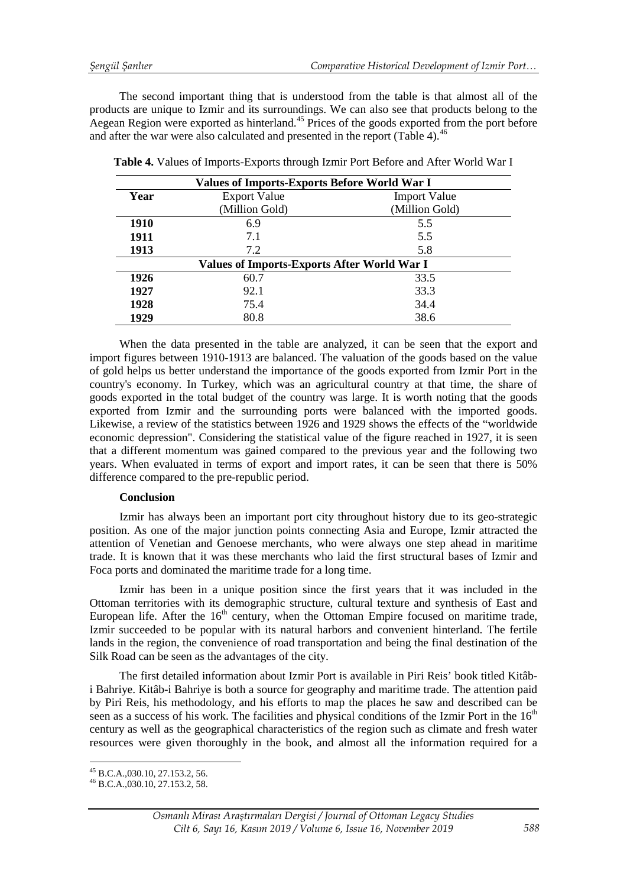The second important thing that is understood from the table is that almost all of the products are unique to Izmir and its surroundings. We can also see that products belong to the Aegean Region were exported as hinterland.[45] Prices of the goods exported from the port before and after the war were also calculated and presented in the report (Table 4).[46]

**Table 4.** Values of Imports-Exports through Izmir Port Before and After World War I

| Values of Imports-Exports Before World War I | | |
|---|---|---|
| **Year** | Export Value (Million Gold) | Import Value (Million Gold) |
| **1910** | 6.9 | 5.5 |
| **1911** | 7.1 | 5.5 |
| **1913** | 7.2 | 5.8 |
| **Values of Imports-Exports After World War I** | | |
| **1926** | 60.7 | 33.5 |
| **1927** | 92.1 | 33.3 |
| **1928** | 75.4 | 34.4 |
| **1929** | 80.8 | 38.6 |

When the data presented in the table are analyzed, it can be seen that the export and import figures between 1910-1913 are balanced. The valuation of the goods based on the value of gold helps us better understand the importance of the goods exported from Izmir Port in the country's economy. In Turkey, which was an agricultural country at that time, the share of goods exported in the total budget of the country was large. It is worth noting that the goods exported from Izmir and the surrounding ports were balanced with the imported goods. Likewise, a review of the statistics between 1926 and 1929 shows the effects of the "worldwide economic depression". Considering the statistical value of the figure reached in 1927, it is seen that a different momentum was gained compared to the previous year and the following two years. When evaluated in terms of export and import rates, it can be seen that there is 50% difference compared to the pre-republic period.

**Conclusion**

Izmir has always been an important port city throughout history due to its geo-strategic position. As one of the major junction points connecting Asia and Europe, Izmir attracted the attention of Venetian and Genoese merchants, who were always one step ahead in maritime trade. It is known that it was these merchants who laid the first structural bases of Izmir and Foca ports and dominated the maritime trade for a long time.

Izmir has been in a unique position since the first years that it was included in the Ottoman territories with its demographic structure, cultural texture and synthesis of East and European life. After the 16th century, when the Ottoman Empire focused on maritime trade, Izmir succeeded to be popular with its natural harbors and convenient hinterland. The fertile lands in the region, the convenience of road transportation and being the final destination of the Silk Road can be seen as the advantages of the city.

The first detailed information about Izmir Port is available in Piri Reis' book titled Kitâb-i Bahriye. Kitâb-i Bahriye is both a source for geography and maritime trade. The attention paid by Piri Reis, his methodology, and his efforts to map the places he saw and described can be seen as a success of his work. The facilities and physical conditions of the Izmir Port in the 16th century as well as the geographical characteristics of the region such as climate and fresh water resources were given thoroughly in the book, and almost all the information required for a

---

[45] B.C.A.,030.10, 27.153.2, 56.

[46] B.C.A.,030.10, 27.153.2, 58.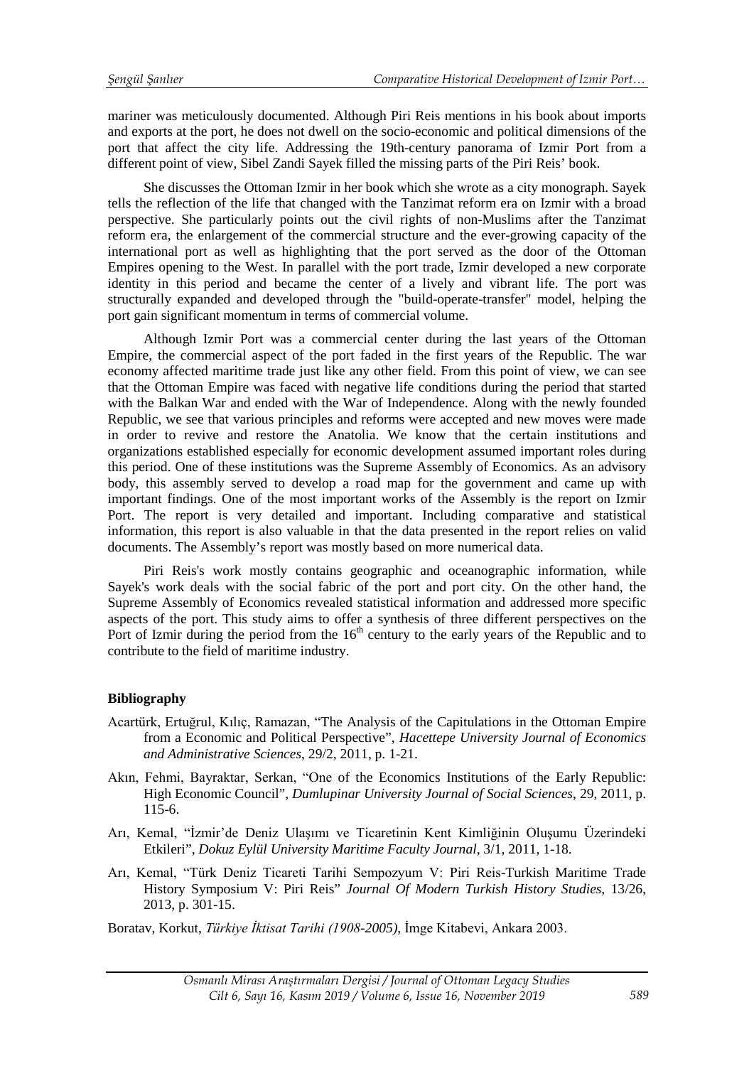mariner was meticulously documented. Although Piri Reis mentions in his book about imports and exports at the port, he does not dwell on the socio-economic and political dimensions of the port that affect the city life. Addressing the 19th-century panorama of Izmir Port from a different point of view, Sibel Zandi Sayek filled the missing parts of the Piri Reis' book.

She discusses the Ottoman Izmir in her book which she wrote as a city monograph. Sayek tells the reflection of the life that changed with the Tanzimat reform era on Izmir with a broad perspective. She particularly points out the civil rights of non-Muslims after the Tanzimat reform era, the enlargement of the commercial structure and the ever-growing capacity of the international port as well as highlighting that the port served as the door of the Ottoman Empires opening to the West. In parallel with the port trade, Izmir developed a new corporate identity in this period and became the center of a lively and vibrant life. The port was structurally expanded and developed through the "build-operate-transfer" model, helping the port gain significant momentum in terms of commercial volume.

Although Izmir Port was a commercial center during the last years of the Ottoman Empire, the commercial aspect of the port faded in the first years of the Republic. The war economy affected maritime trade just like any other field. From this point of view, we can see that the Ottoman Empire was faced with negative life conditions during the period that started with the Balkan War and ended with the War of Independence. Along with the newly founded Republic, we see that various principles and reforms were accepted and new moves were made in order to revive and restore the Anatolia. We know that the certain institutions and organizations established especially for economic development assumed important roles during this period. One of these institutions was the Supreme Assembly of Economics. As an advisory body, this assembly served to develop a road map for the government and came up with important findings. One of the most important works of the Assembly is the report on Izmir Port. The report is very detailed and important. Including comparative and statistical information, this report is also valuable in that the data presented in the report relies on valid documents. The Assembly's report was mostly based on more numerical data.

Piri Reis's work mostly contains geographic and oceanographic information, while Sayek's work deals with the social fabric of the port and port city. On the other hand, the Supreme Assembly of Economics revealed statistical information and addressed more specific aspects of the port. This study aims to offer a synthesis of three different perspectives on the Port of Izmir during the period from the 16th century to the early years of the Republic and to contribute to the field of maritime industry.

**Bibliography**

Acartürk, Ertuğrul, Kılıç, Ramazan, "The Analysis of the Capitulations in the Ottoman Empire from a Economic and Political Perspective", *Hacettepe University Journal of Economics and Administrative Sciences*, 29/2, 2011, p. 1-21.

Akın, Fehmi, Bayraktar, Serkan, "One of the Economics Institutions of the Early Republic: High Economic Council", *Dumlupinar University Journal of Social Sciences*, 29, 2011, p. 115-6.

Arı, Kemal, "İzmir'de Deniz Ulaşımı ve Ticaretinin Kent Kimliğinin Oluşumu Üzerindeki Etkileri", *Dokuz Eylül University Maritime Faculty Journal*, 3/1, 2011, 1-18.

Arı, Kemal, "Türk Deniz Ticareti Tarihi Sempozyum V: Piri Reis-Turkish Maritime Trade History Symposium V: Piri Reis" *Journal Of Modern Turkish History Studies*, 13/26, 2013, p. 301-15.

Boratav, Korkut, *Türkiye İktisat Tarihi (1908-2005)*, İmge Kitabevi, Ankara 2003.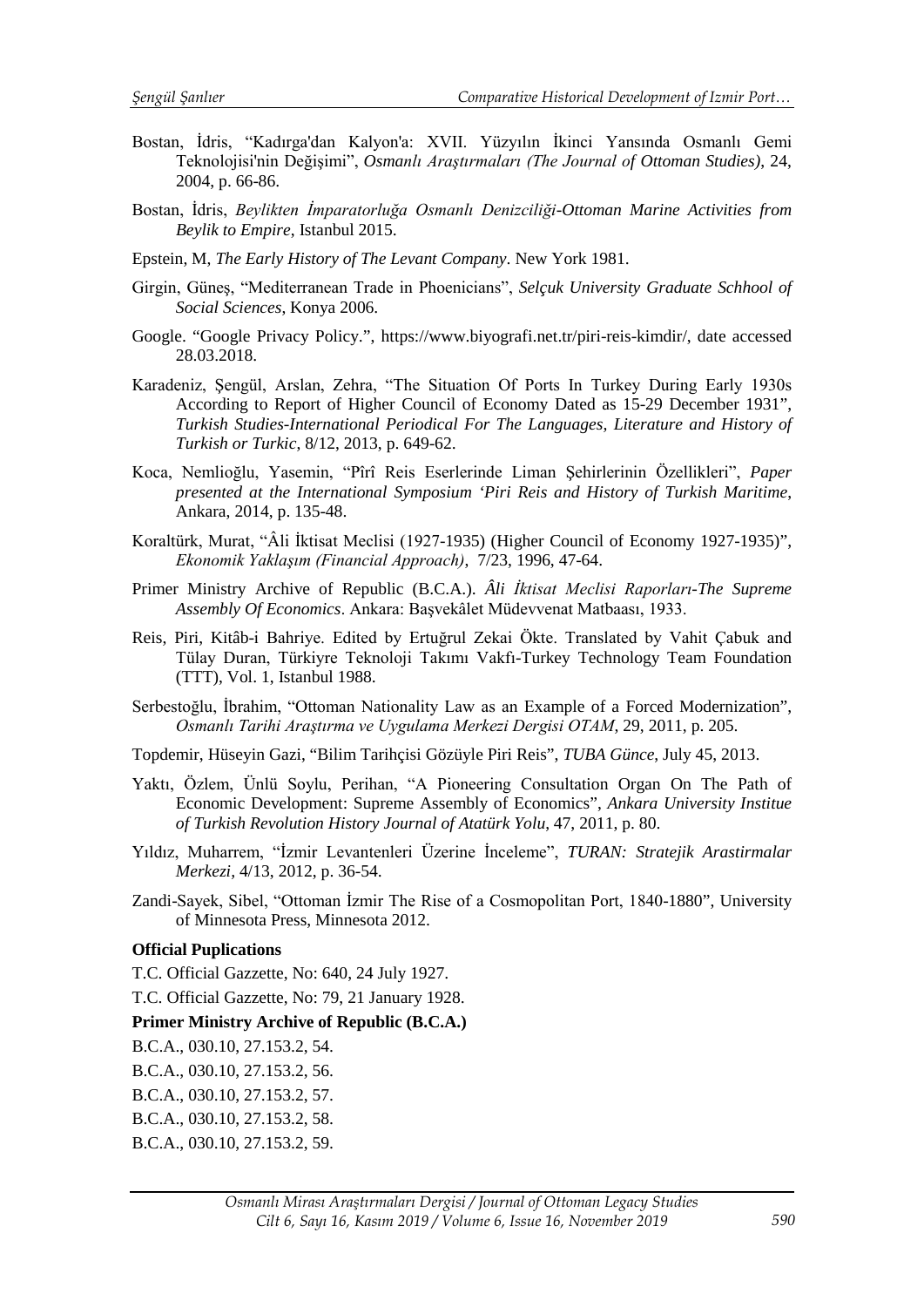Bostan, İdris, "Kadırga'dan Kalyon'a: XVII. Yüzyılın İkinci Yansında Osmanlı Gemi Teknolojisi'nin Değişimi", *Osmanlı Araştırmaları (The Journal of Ottoman Studies)*, 24, 2004, p. 66-86.

Bostan, İdris, *Beylikten İmparatorluğa Osmanlı Denizciliği-Ottoman Marine Activities from Beylik to Empire*, Istanbul 2015.

Epstein, M, *The Early History of The Levant Company*. New York 1981.

Girgin, Güneş, "Mediterranean Trade in Phoenicians", *Selçuk University Graduate Schhool of Social Sciences*, Konya 2006.

Google. "Google Privacy Policy.", https://www.biyografi.net.tr/piri-reis-kimdir/, date accessed 28.03.2018.

Karadeniz, Şengül, Arslan, Zehra, "The Situation Of Ports In Turkey During Early 1930s According to Report of Higher Council of Economy Dated as 15-29 December 1931", *Turkish Studies-International Periodical For The Languages, Literature and History of Turkish or Turkic*, 8/12, 2013, p. 649-62.

Koca, Nemlioğlu, Yasemin, "Pîrî Reis Eserlerinde Liman Şehirlerinin Özellikleri", *Paper presented at the International Symposium 'Piri Reis and History of Turkish Maritime*, Ankara, 2014, p. 135-48.

Koraltürk, Murat, "Âli İktisat Meclisi (1927-1935) (Higher Council of Economy 1927-1935)", *Ekonomik Yaklaşım (Financial Approach)*, 7/23, 1996, 47-64.

Primer Ministry Archive of Republic (B.C.A.). *Âli İktisat Meclisi Raporları-The Supreme Assembly Of Economics*. Ankara: Başvekâlet Müdevvenat Matbaası, 1933.

Reis, Piri, Kitâb-i Bahriye. Edited by Ertuğrul Zekai Ökte. Translated by Vahit Çabuk and Tülay Duran, Türkiyre Teknoloji Takımı Vakfı-Turkey Technology Team Foundation (TTT), Vol. 1, Istanbul 1988.

Serbestoğlu, İbrahim, "Ottoman Nationality Law as an Example of a Forced Modernization", *Osmanlı Tarihi Araştırma ve Uygulama Merkezi Dergisi OTAM*, 29, 2011, p. 205.

Topdemir, Hüseyin Gazi, "Bilim Tarihçisi Gözüyle Piri Reis", *TUBA Günce*, July 45, 2013.

Yaktı, Özlem, Ünlü Soylu, Perihan, "A Pioneering Consultation Organ On The Path of Economic Development: Supreme Assembly of Economics", *Ankara University Institue of Turkish Revolution History Journal of Atatürk Yolu*, 47, 2011, p. 80.

Yıldız, Muharrem, "İzmir Levantenleri Üzerine İnceleme", *TURAN: Stratejik Arastirmalar Merkezi*, 4/13, 2012, p. 36-54.

Zandi-Sayek, Sibel, "Ottoman İzmir The Rise of a Cosmopolitan Port, 1840-1880", University of Minnesota Press, Minnesota 2012.

**Official Puplications**

T.C. Official Gazzette, No: 640, 24 July 1927.

T.C. Official Gazzette, No: 79, 21 January 1928.

**Primer Ministry Archive of Republic (B.C.A.)**

B.C.A., 030.10, 27.153.2, 54.

B.C.A., 030.10, 27.153.2, 56.

B.C.A., 030.10, 27.153.2, 57.

B.C.A., 030.10, 27.153.2, 58.

B.C.A., 030.10, 27.153.2, 59.